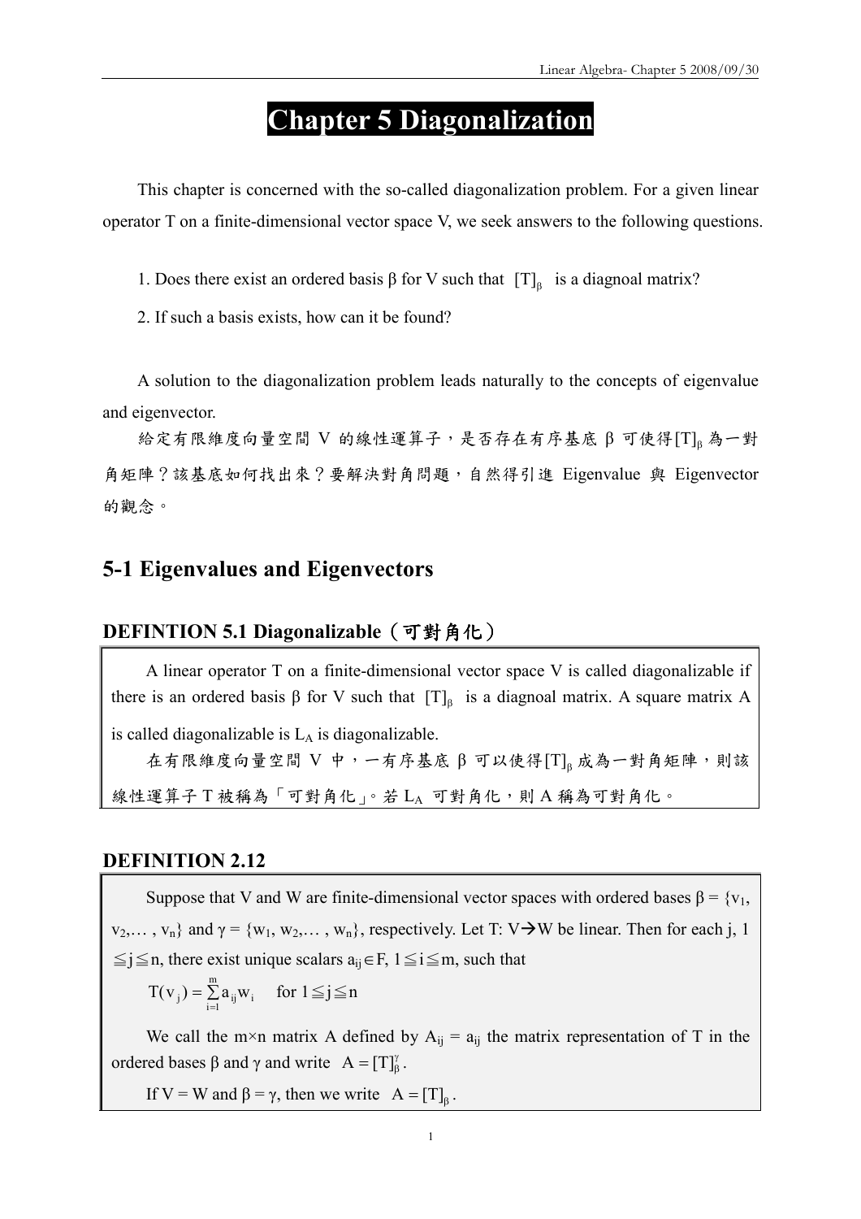# Chapter 5 Diagonalization

This chapter is concerned with the so-called diagonalization problem. For a given linear operator T on a finite-dimensional vector space V, we seek answers to the following questions.

1. Does there exist an ordered basis β for V such that $[T]_\beta$ is a diagnoal matrix?

2. If such a basis exists, how can it be found?

A solution to the diagonalization problem leads naturally to the concepts of eigenvalue and eigenvector.

給定有限維度向量空間 V 的線性運算子，是否存在有序基底 β 可使得$[T]_\beta$為一對角矩陣？該基底如何找出來？要解決對角問題，自然得引進 Eigenvalue 與 Eigenvector 的觀念。

## 5-1 Eigenvalues and Eigenvectors

### DEFINTION 5.1 Diagonalizable（可對角化）

A linear operator T on a finite-dimensional vector space V is called diagonalizable if there is an ordered basis β for V such that $[T]_\beta$ is a diagnoal matrix. A square matrix A is called diagonalizable is $L_A$ is diagonalizable.

在有限維度向量空間 V 中，一有序基底 β 可以使得$[T]_\beta$成為一對角矩陣，則該線性運算子 T 被稱為「可對角化」。若 $L_A$ 可對角化，則 A 稱為可對角化。

### DEFINITION 2.12

Suppose that V and W are finite-dimensional vector spaces with ordered bases β = {$v_1$, $v_2$,… , $v_n$} and γ = {$w_1$, $w_2$,… , $w_n$}, respectively. Let T: V→W be linear. Then for each j, $1 \leqq j \leqq n$, there exist unique scalars $a_{ij} \in F$, $1 \leqq i \leqq m$, such that

$$T(v_j) = \sum_{i=1}^{m} a_{ij} w_i \quad \text{for } 1 \leqq j \leqq n$$

We call the m×n matrix A defined by $A_{ij} = a_{ij}$ the matrix representation of T in the ordered bases β and γ and write $A = [T]_\beta^\gamma$.

If V = W and β = γ, then we write $A = [T]_\beta$.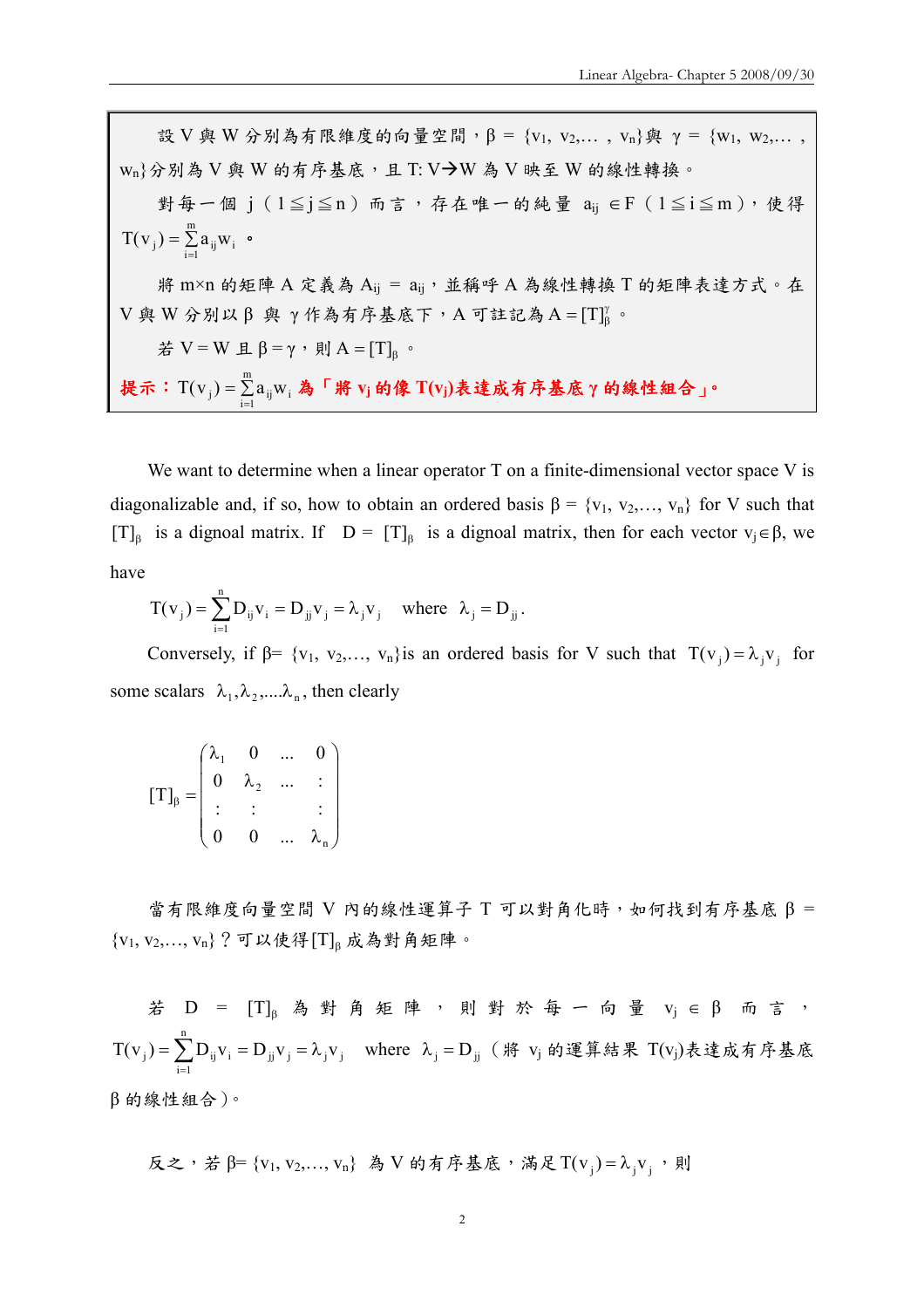設 V 與 W 分別為有限維度的向量空間，$\beta$ = {$v_1, v_2,\ldots, v_n$}與 $\gamma$ = {$w_1, w_2,\ldots, w_n$}分別為 V 與 W 的有序基底，且 T: V→W 為 V 映至 W 的線性轉換。

對每一個 j（$1 \leqq j \leqq n$）而言，存在唯一的純量 $a_{ij} \in F$（$1 \leqq i \leqq m$），使得 $T(v_j) = \sum_{i=1}^{m} a_{ij} w_i$。

將 m×n 的矩陣 A 定義為 $A_{ij} = a_{ij}$，並稱呼 A 為線性轉換 T 的矩陣表達方式。在 V 與 W 分別以 $\beta$ 與 $\gamma$ 作為有序基底下，A 可註記為 $A = [T]_\beta^\gamma$。

若 V = W 且 $\beta = \gamma$，則 $A = [T]_\beta$。

**提示**：$T(v_j) = \sum_{i=1}^{m} a_{ij} w_i$ **為「將 $v_j$ 的像 $T(v_j)$ 表達成有序基底 $\gamma$ 的線性組合」。**

We want to determine when a linear operator T on a finite-dimensional vector space V is diagonalizable and, if so, how to obtain an ordered basis $\beta$ = {$v_1, v_2,\ldots, v_n$} for V such that $[T]_\beta$ is a dignoal matrix. If $D = [T]_\beta$ is a dignoal matrix, then for each vector $v_j \in \beta$, we have

$$T(v_j) = \sum_{i=1}^{n} D_{ij} v_i = D_{jj} v_j = \lambda_j v_j \quad \text{where} \quad \lambda_j = D_{jj}.$$

Conversely, if $\beta$= {$v_1, v_2,\ldots, v_n$}is an ordered basis for V such that $T(v_j) = \lambda_j v_j$ for some scalars $\lambda_1, \lambda_2, \ldots \lambda_n$, then clearly

$$[T]_\beta = \begin{pmatrix} \lambda_1 & 0 & \ldots & 0 \\ 0 & \lambda_2 & \ldots & : \\ : & : & & : \\ 0 & 0 & \ldots & \lambda_n \end{pmatrix}$$

當有限維度向量空間 V 內的線性運算子 T 可以對角化時，如何找到有序基底 $\beta$ = {$v_1, v_2,\ldots, v_n$}？可以使得$[T]_\beta$成為對角矩陣。

若 $D = [T]_\beta$ 為對角矩陣，則對於每一向量 $v_j \in \beta$ 而言，$T(v_j) = \sum_{i=1}^{n} D_{ij} v_i = D_{jj} v_j = \lambda_j v_j$ where $\lambda_j = D_{jj}$（將 $v_j$ 的運算結果 $T(v_j)$表達成有序基底 $\beta$ 的線性組合）。

反之，若 $\beta$= {$v_1, v_2,\ldots, v_n$} 為 V 的有序基底，滿足$T(v_j) = \lambda_j v_j$，則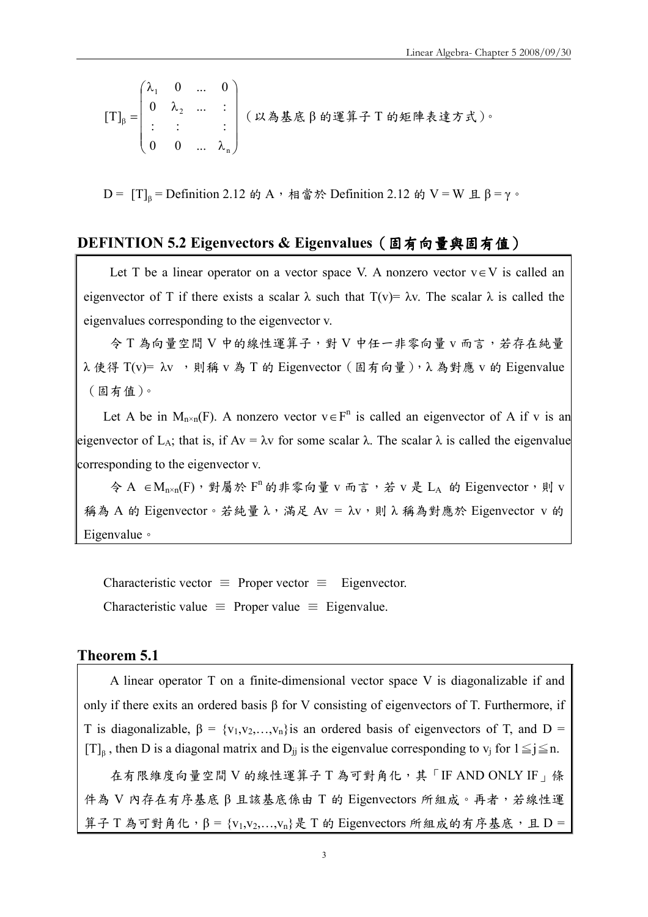$$[T]_\beta = \begin{pmatrix} \lambda_1 & 0 & \dots & 0 \\ 0 & \lambda_2 & \dots & \vdots \\ \vdots & \vdots & & \vdots \\ 0 & 0 & \dots & \lambda_n \end{pmatrix}$$（以為基底 β 的運算子 T 的矩陣表達方式）。

D = $[T]_\beta$ = Definition 2.12 的 A，相當於 Definition 2.12 的 V = W 且 β = γ。

## DEFINTION 5.2 Eigenvectors & Eigenvalues（固有向量與固有值）

Let T be a linear operator on a vector space V. A nonzero vector $v \in V$ is called an eigenvector of T if there exists a scalar λ such that T(v)= λv. The scalar λ is called the eigenvalues corresponding to the eigenvector v.

令 T 為向量空間 V 中的線性運算子，對 V 中任一非零向量 v 而言，若存在純量 λ 使得 T(v)= λv ，則稱 v 為 T 的 Eigenvector（固有向量），λ 為對應 v 的 Eigenvalue（固有值）。

Let A be in $M_{n\times n}(F)$. A nonzero vector $v \in F^n$ is called an eigenvector of A if v is an eigenvector of $L_A$; that is, if Av = λv for some scalar λ. The scalar λ is called the eigenvalue corresponding to the eigenvector v.

令 A $\in M_{n\times n}(F)$，對屬於 $F^n$ 的非零向量 v 而言，若 v 是 $L_A$ 的 Eigenvector，則 v 稱為 A 的 Eigenvector。若純量 λ，滿足 Av = λv，則 λ 稱為對應於 Eigenvector v 的 Eigenvalue。

Characteristic vector ≡ Proper vector ≡ Eigenvector.

Characteristic value ≡ Proper value ≡ Eigenvalue.

### Theorem 5.1

A linear operator T on a finite-dimensional vector space V is diagonalizable if and only if there exits an ordered basis β for V consisting of eigenvectors of T. Furthermore, if T is diagonalizable, β = $\{v_1,v_2,\dots,v_n\}$is an ordered basis of eigenvectors of T, and D = $[T]_\beta$ , then D is a diagonal matrix and $D_{jj}$ is the eigenvalue corresponding to $v_j$ for $1 \leqq j \leqq n$.

在有限維度向量空間 V 的線性運算子 T 為可對角化，其「IF AND ONLY IF」條件為 V 內存在有序基底 β 且該基底係由 T 的 Eigenvectors 所組成。再者，若線性運算子 T 為可對角化，β = $\{v_1,v_2,\dots,v_n\}$是 T 的 Eigenvectors 所組成的有序基底，且 D =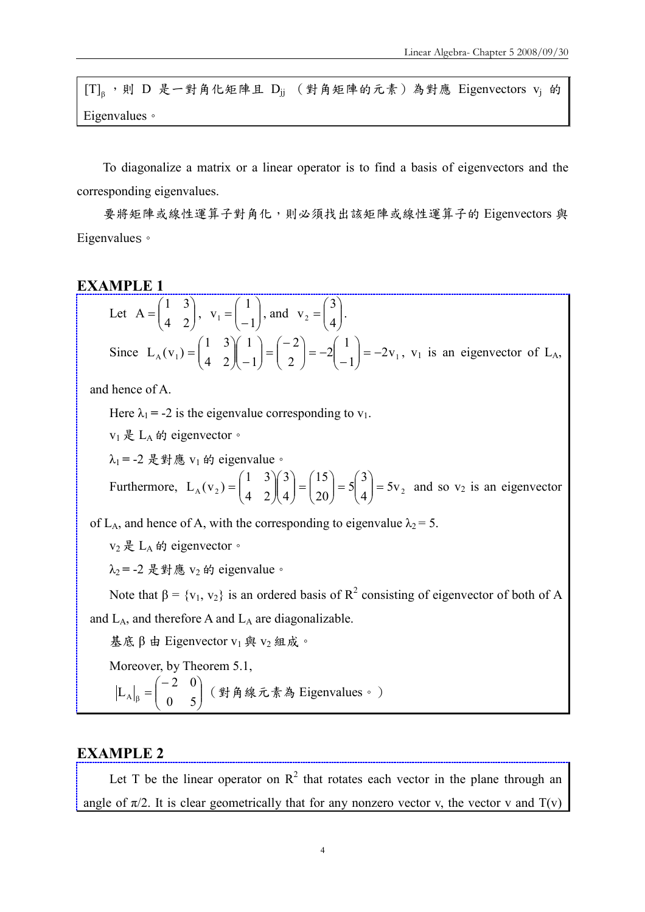$[T]_\beta$，則 D 是一對角化矩陣且 $D_{jj}$（對角矩陣的元素）為對應 Eigenvectors $v_j$ 的 Eigenvalues。

To diagonalize a matrix or a linear operator is to find a basis of eigenvectors and the corresponding eigenvalues.

要將矩陣或線性運算子對角化，則必須找出該矩陣或線性運算子的 Eigenvectors 與 Eigenvalues。

## EXAMPLE 1

Let $A = \begin{pmatrix} 1 & 3 \\ 4 & 2 \end{pmatrix}$, $v_1 = \begin{pmatrix} 1 \\ -1 \end{pmatrix}$, and $v_2 = \begin{pmatrix} 3 \\ 4 \end{pmatrix}$.

Since $L_A(v_1) = \begin{pmatrix} 1 & 3 \\ 4 & 2 \end{pmatrix}\begin{pmatrix} 1 \\ -1 \end{pmatrix} = \begin{pmatrix} -2 \\ 2 \end{pmatrix} = -2\begin{pmatrix} 1 \\ -1 \end{pmatrix} = -2v_1$, $v_1$ is an eigenvector of $L_A$, and hence of A.

Here $\lambda_1 = -2$ is the eigenvalue corresponding to $v_1$.

$v_1$ 是 $L_A$ 的 eigenvector。

$\lambda_1 = -2$ 是對應 $v_1$ 的 eigenvalue。

Furthermore, $L_A(v_2) = \begin{pmatrix} 1 & 3 \\ 4 & 2 \end{pmatrix}\begin{pmatrix} 3 \\ 4 \end{pmatrix} = \begin{pmatrix} 15 \\ 20 \end{pmatrix} = 5\begin{pmatrix} 3 \\ 4 \end{pmatrix} = 5v_2$ and so $v_2$ is an eigenvector of $L_A$, and hence of A, with the corresponding to eigenvalue $\lambda_2 = 5$.

$v_2$ 是 $L_A$ 的 eigenvector。

$\lambda_2 = -2$ 是對應 $v_2$ 的 eigenvalue。

Note that $\beta = \{v_1, v_2\}$ is an ordered basis of $R^2$ consisting of eigenvector of both of A and $L_A$, and therefore A and $L_A$ are diagonalizable.

基底 β 由 Eigenvector $v_1$ 與 $v_2$ 組成。

Moreover, by Theorem 5.1,

$$[L_A]_\beta = \begin{pmatrix} -2 & 0 \\ 0 & 5 \end{pmatrix}$$

（對角線元素為 Eigenvalues。）

## EXAMPLE 2

Let T be the linear operator on $R^2$ that rotates each vector in the plane through an angle of $\pi/2$. It is clear geometrically that for any nonzero vector v, the vector v and T(v)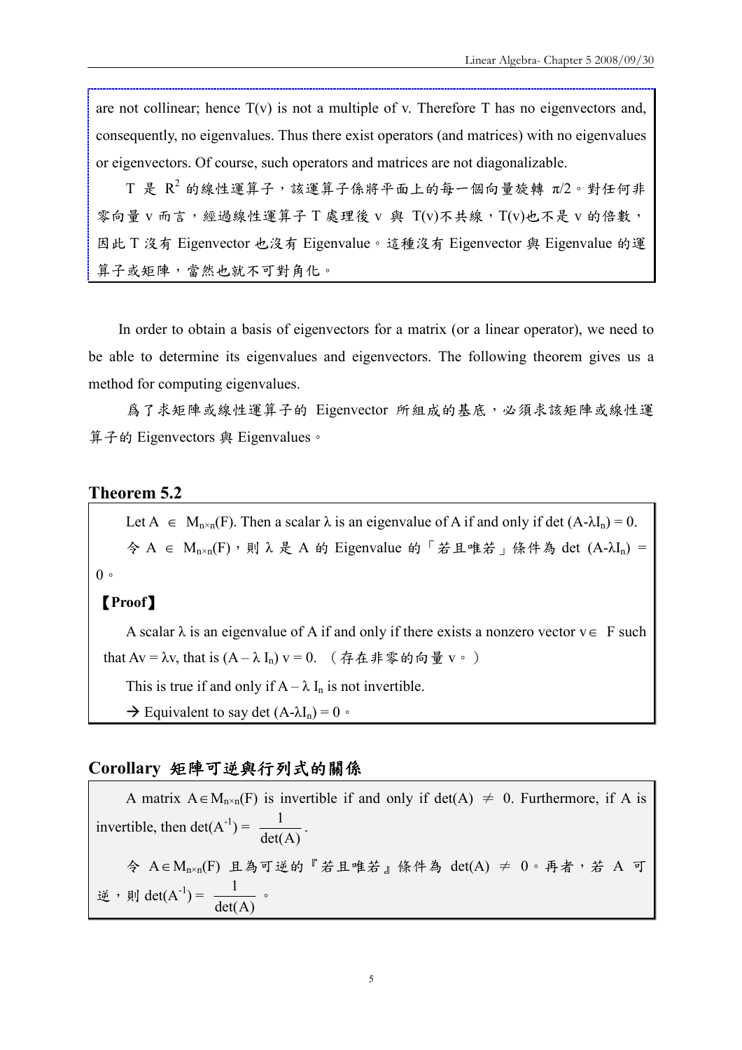are not collinear; hence T(v) is not a multiple of v. Therefore T has no eigenvectors and, consequently, no eigenvalues. Thus there exist operators (and matrices) with no eigenvalues or eigenvectors. Of course, such operators and matrices are not diagonalizable.

T 是 $R^2$ 的線性運算子，該運算子係將平面上的每一個向量旋轉 π/2。對任何非零向量 v 而言，經過線性運算子 T 處理後 v 與 T(v)不共線，T(v)也不是 v 的倍數，因此 T 沒有 Eigenvector 也沒有 Eigenvalue。這種沒有 Eigenvector 與 Eigenvalue 的運算子或矩陣，當然也就不可對角化。

In order to obtain a basis of eigenvectors for a matrix (or a linear operator), we need to be able to determine its eigenvalues and eigenvectors. The following theorem gives us a method for computing eigenvalues.

為了求矩陣或線性運算子的 Eigenvector 所組成的基底，必須求該矩陣或線性運算子的 Eigenvectors 與 Eigenvalues。

## Theorem 5.2

Let $A \in M_{n\times n}(F)$. Then a scalar λ is an eigenvalue of A if and only if $\det(A-\lambda I_n) = 0$.

令 $A \in M_{n\times n}(F)$，則 λ 是 A 的 Eigenvalue 的「若且唯若」條件為 $\det(A-\lambda I_n) = 0$。

**【Proof】**

A scalar λ is an eigenvalue of A if and only if there exists a nonzero vector $v\in$ F such that $Av = \lambda v$, that is $(A - \lambda I_n) v = 0$. （存在非零的向量 v。）

This is true if and only if $A - \lambda I_n$ is not invertible.

→ Equivalent to say $\det(A-\lambda I_n) = 0$。

## Corollary 矩陣可逆與行列式的關係

A matrix $A\in M_{n\times n}(F)$ is invertible if and only if $\det(A) \neq 0$. Furthermore, if A is invertible, then $\det(A^{-1}) = \dfrac{1}{\det(A)}$.

令 $A\in M_{n\times n}(F)$ 且為可逆的『若且唯若』條件為 $\det(A) \neq 0$。再者，若 A 可逆，則 $\det(A^{-1}) = \dfrac{1}{\det(A)}$。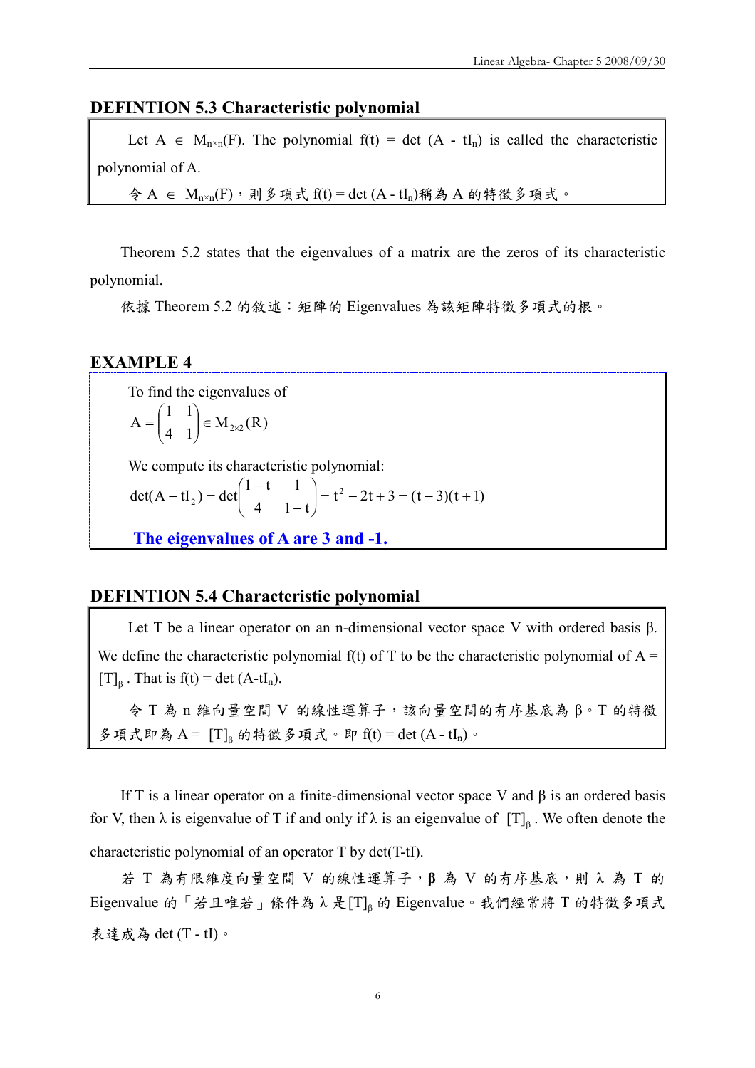## DEFINTION 5.3 Characteristic polynomial

Let $A \in M_{n\times n}(F)$. The polynomial $f(t) = \det(A - tI_n)$ is called the characteristic polynomial of A.

令 $A \in M_{n\times n}(F)$，則多項式 $f(t) = \det(A - tI_n)$稱為 A 的特徵多項式。

Theorem 5.2 states that the eigenvalues of a matrix are the zeros of its characteristic polynomial.

依據 Theorem 5.2 的敘述：矩陣的 Eigenvalues 為該矩陣特徵多項式的根。

## EXAMPLE 4

To find the eigenvalues of

$$A = \begin{pmatrix} 1 & 1 \\ 4 & 1 \end{pmatrix} \in M_{2\times 2}(R)$$

We compute its characteristic polynomial:

$$\det(A - tI_2) = \det\begin{pmatrix} 1-t & 1 \\ 4 & 1-t \end{pmatrix} = t^2 - 2t + 3 = (t-3)(t+1)$$

**The eigenvalues of A are 3 and -1.**

## DEFINTION 5.4 Characteristic polynomial

Let T be a linear operator on an n-dimensional vector space V with ordered basis β. We define the characteristic polynomial f(t) of T to be the characteristic polynomial of $A = [T]_\beta$. That is $f(t) = \det(A - tI_n)$.

令 T 為 n 維向量空間 V 的線性運算子，該向量空間的有序基底為 β。T 的特徵多項式即為 $A = [T]_\beta$ 的特徵多項式。即 $f(t) = \det(A - tI_n)$。

If T is a linear operator on a finite-dimensional vector space V and β is an ordered basis for V, then λ is eigenvalue of T if and only if λ is an eigenvalue of $[T]_\beta$. We often denote the characteristic polynomial of an operator T by $\det(T - tI)$.

若 T 為有限維度向量空間 V 的線性運算子，**β** 為 V 的有序基底，則 λ 為 T 的 Eigenvalue 的「若且唯若」條件為 λ 是$[T]_\beta$ 的 Eigenvalue。我們經常將 T 的特徵多項式表達成為 $\det(T - tI)$。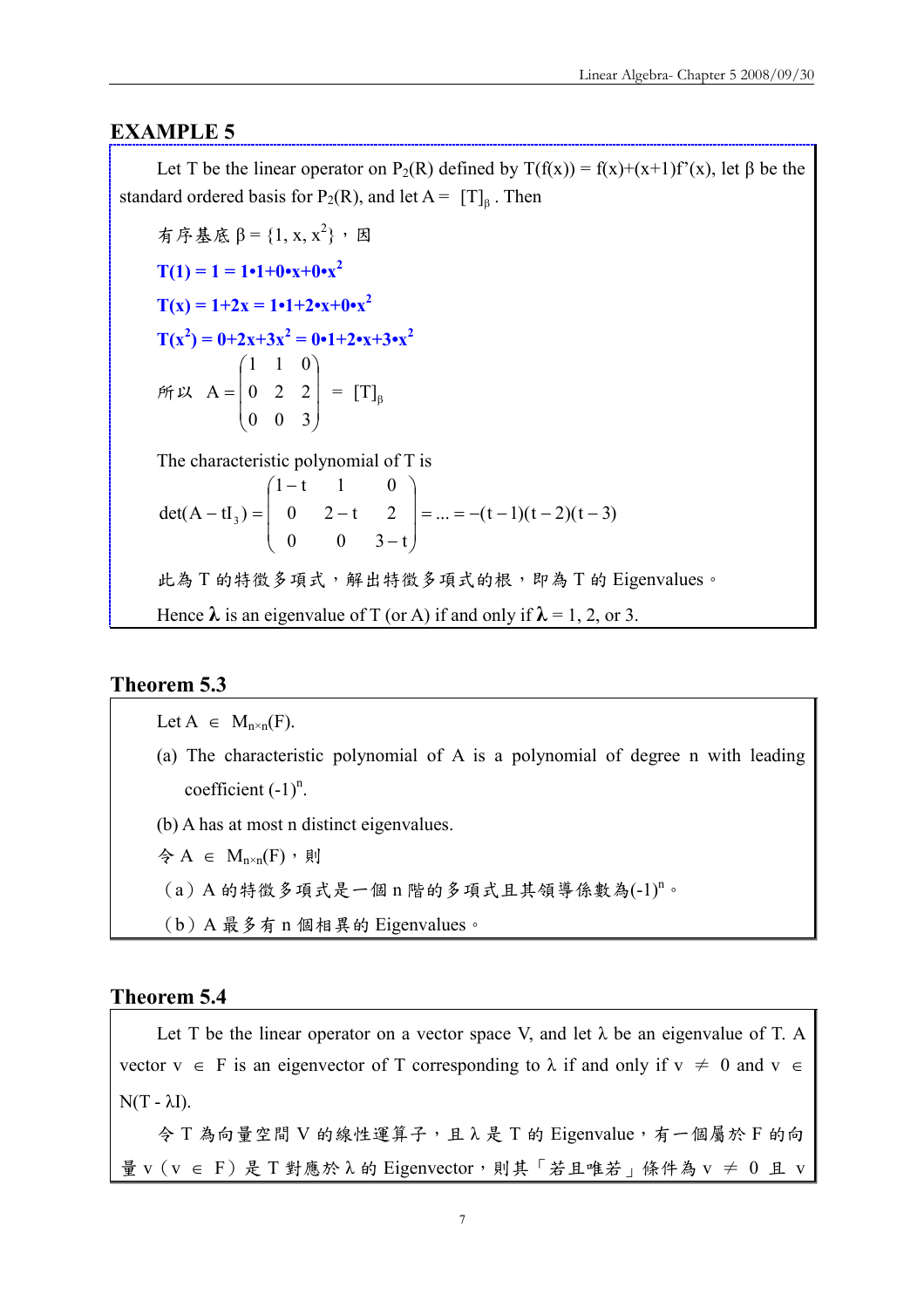## EXAMPLE 5

Let T be the linear operator on $P_2(R)$ defined by $T(f(x)) = f(x)+(x+1)f'(x)$, let β be the standard ordered basis for $P_2(R)$, and let $A = [T]_\beta$ . Then

有序基底 $\beta = \{1, x, x^2\}$，因

**$T(1) = 1 = 1•1+0•x+0•x^2$**

**$T(x) = 1+2x = 1•1+2•x+0•x^2$**

**$T(x^2) = 0+2x+3x^2 = 0•1+2•x+3•x^2$**

所以 $A = \begin{pmatrix} 1 & 1 & 0 \\ 0 & 2 & 2 \\ 0 & 0 & 3 \end{pmatrix} = [T]_\beta$

The characteristic polynomial of T is

$$\det(A - tI_3) = \begin{pmatrix} 1-t & 1 & 0 \\ 0 & 2-t & 2 \\ 0 & 0 & 3-t \end{pmatrix} = \ldots = -(t-1)(t-2)(t-3)$$

此為 T 的特徵多項式，解出特徵多項式的根，即為 T 的 Eigenvalues。

Hence **λ** is an eigenvalue of T (or A) if and only if **λ** = 1, 2, or 3.

## Theorem 5.3

Let $A \in M_{n\times n}(F)$.

(a) The characteristic polynomial of A is a polynomial of degree n with leading coefficient $(-1)^n$.

(b) A has at most n distinct eigenvalues.

令 $A \in M_{n\times n}(F)$，則

（a）A 的特徵多項式是一個 n 階的多項式且其領導係數為$(-1)^n$。

（b）A 最多有 n 個相異的 Eigenvalues。

## Theorem 5.4

Let T be the linear operator on a vector space V, and let λ be an eigenvalue of T. A vector $v \in F$ is an eigenvector of T corresponding to λ if and only if $v \neq 0$ and $v \in N(T - \lambda I)$.

令 T 為向量空間 V 的線性運算子，且 λ 是 T 的 Eigenvalue，有一個屬於 F 的向量 v（$v \in F$）是 T 對應於 λ 的 Eigenvector，則其「若且唯若」條件為 $v \neq 0$ 且 v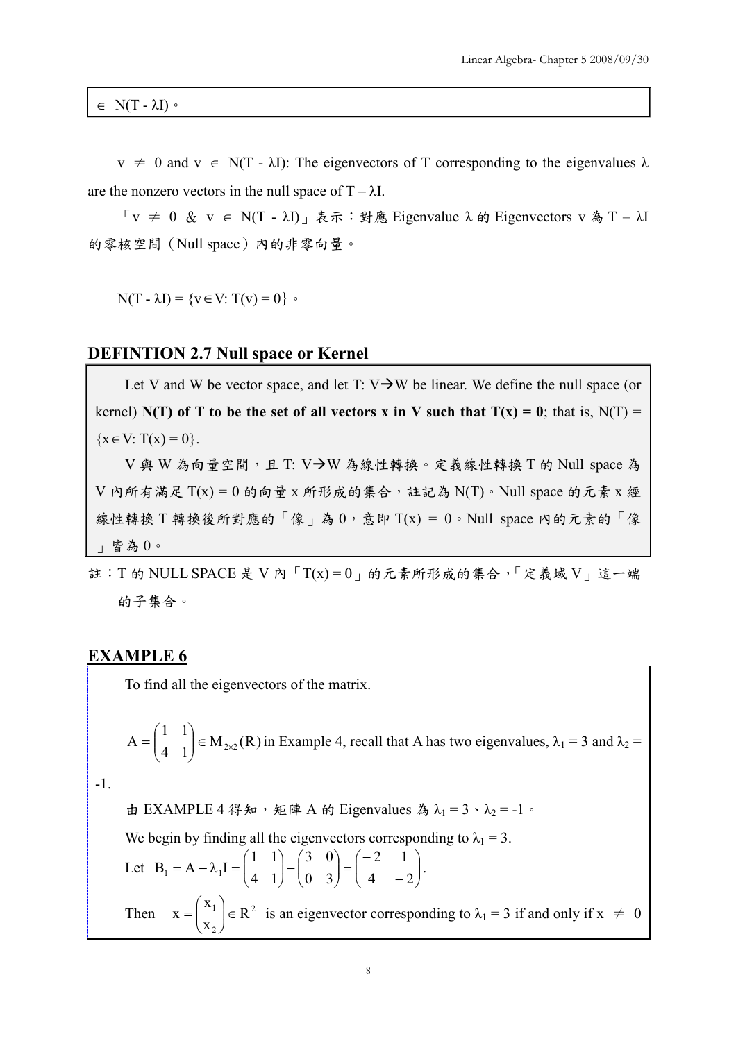$\in$ N(T - λI)。

v $\neq$ 0 and v $\in$ N(T - λI): The eigenvectors of T corresponding to the eigenvalues λ are the nonzero vectors in the null space of T – λI.

「v $\neq$ 0 & v $\in$ N(T - λI)」表示：對應 Eigenvalue λ 的 Eigenvectors v 為 T – λI 的零核空間（Null space）內的非零向量。

N(T - λI) = {v∈V: T(v) = 0}。

## DEFINTION 2.7 Null space or Kernel

Let V and W be vector space, and let T: V→W be linear. We define the null space (or kernel) **N(T) of T to be the set of all vectors x in V such that T(x) = 0**; that is, N(T) = {x∈V: T(x) = 0}.

V 與 W 為向量空間，且 T: V→W 為線性轉換。定義線性轉換 T 的 Null space 為 V 內所有滿足 T(x) = 0 的向量 x 所形成的集合，註記為 N(T)。Null space 的元素 x 經線性轉換 T 轉換後所對應的「像」為 0，意即 T(x) = 0。Null space 內的元素的「像」皆為 0。

註：T 的 NULL SPACE 是 V 內「T(x) = 0」的元素所形成的集合，「定義域 V」這一端的子集合。

## EXAMPLE 6

To find all the eigenvectors of the matrix.

$A = \begin{pmatrix} 1 & 1 \\ 4 & 1 \end{pmatrix} \in M_{2\times 2}(R)$ in Example 4, recall that A has two eigenvalues, $\lambda_1 = 3$ and $\lambda_2 = -1$.

由 EXAMPLE 4 得知，矩陣 A 的 Eigenvalues 為 $\lambda_1 = 3$、$\lambda_2 = -1$。

We begin by finding all the eigenvectors corresponding to $\lambda_1 = 3$.

Let $B_1 = A - \lambda_1 I = \begin{pmatrix} 1 & 1 \\ 4 & 1 \end{pmatrix} - \begin{pmatrix} 3 & 0 \\ 0 & 3 \end{pmatrix} = \begin{pmatrix} -2 & 1 \\ 4 & -2 \end{pmatrix}$.

Then $x = \begin{pmatrix} x_1 \\ x_2 \end{pmatrix} \in R^2$ is an eigenvector corresponding to $\lambda_1 = 3$ if and only if x $\neq$ 0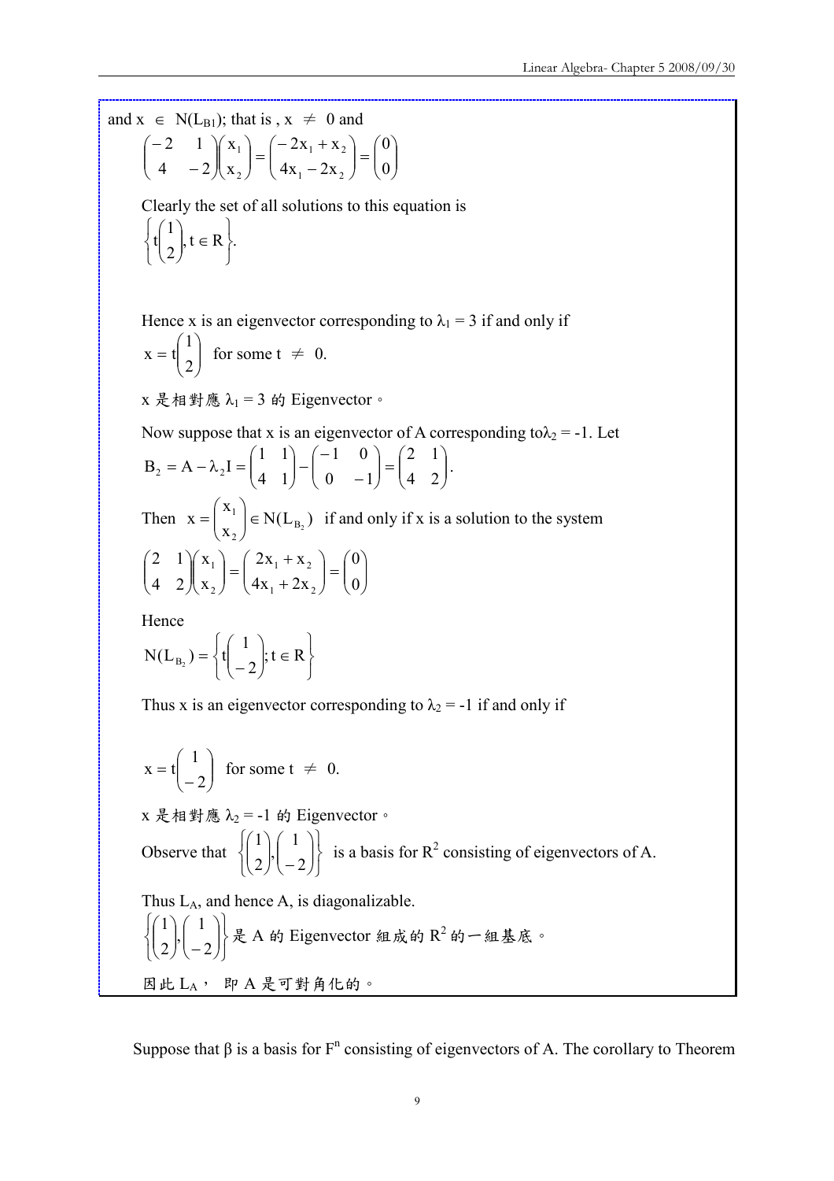and $x \in N(L_{B1})$; that is , $x \neq 0$ and

$$\begin{pmatrix} -2 & 1 \\ 4 & -2 \end{pmatrix}\begin{pmatrix} x_1 \\ x_2 \end{pmatrix} = \begin{pmatrix} -2x_1 + x_2 \\ 4x_1 - 2x_2 \end{pmatrix} = \begin{pmatrix} 0 \\ 0 \end{pmatrix}$$

Clearly the set of all solutions to this equation is

$$\left\{ t\begin{pmatrix} 1 \\ 2 \end{pmatrix}, t \in R \right\}.$$

Hence x is an eigenvector corresponding to $\lambda_1 = 3$ if and only if

$$x = t\begin{pmatrix} 1 \\ 2 \end{pmatrix} \text{ for some } t \neq 0.$$

x 是相對應 $\lambda_1 = 3$ 的 Eigenvector。

Now suppose that x is an eigenvector of A corresponding to $\lambda_2 = -1$. Let

$$B_2 = A - \lambda_2 I = \begin{pmatrix} 1 & 1 \\ 4 & 1 \end{pmatrix} - \begin{pmatrix} -1 & 0 \\ 0 & -1 \end{pmatrix} = \begin{pmatrix} 2 & 1 \\ 4 & 2 \end{pmatrix}.$$

Then $x = \begin{pmatrix} x_1 \\ x_2 \end{pmatrix} \in N(L_{B_2})$ if and only if x is a solution to the system

$$\begin{pmatrix} 2 & 1 \\ 4 & 2 \end{pmatrix}\begin{pmatrix} x_1 \\ x_2 \end{pmatrix} = \begin{pmatrix} 2x_1 + x_2 \\ 4x_1 + 2x_2 \end{pmatrix} = \begin{pmatrix} 0 \\ 0 \end{pmatrix}$$

Hence

$$N(L_{B_2}) = \left\{ t\begin{pmatrix} 1 \\ -2 \end{pmatrix}; t \in R \right\}$$

Thus x is an eigenvector corresponding to $\lambda_2 = -1$ if and only if

$$x = t\begin{pmatrix} 1 \\ -2 \end{pmatrix} \text{ for some } t \neq 0.$$

x 是相對應 $\lambda_2 = -1$ 的 Eigenvector。

Observe that $\left\{ \begin{pmatrix} 1 \\ 2 \end{pmatrix}, \begin{pmatrix} 1 \\ -2 \end{pmatrix} \right\}$ is a basis for $R^2$ consisting of eigenvectors of A.

Thus $L_A$, and hence A, is diagonalizable.

$\left\{ \begin{pmatrix} 1 \\ 2 \end{pmatrix}, \begin{pmatrix} 1 \\ -2 \end{pmatrix} \right\}$ 是 A 的 Eigenvector 組成的 $R^2$ 的一組基底。

因此 $L_A$， 即 A 是可對角化的。

Suppose that β is a basis for $F^n$ consisting of eigenvectors of A. The corollary to Theorem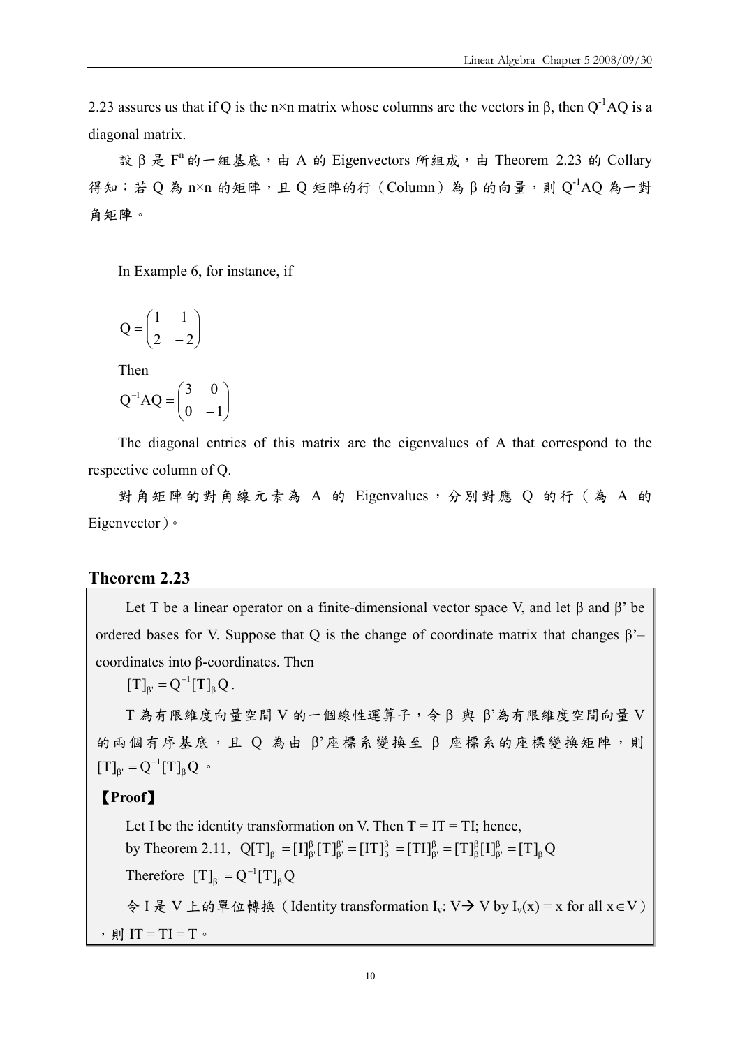2.23 assures us that if Q is the n×n matrix whose columns are the vectors in β, then $Q^{-1}AQ$ is a diagonal matrix.

設 β 是 $F^n$ 的一組基底，由 A 的 Eigenvectors 所組成，由 Theorem 2.23 的 Collary 得知：若 Q 為 n×n 的矩陣，且 Q 矩陣的行（Column）為 β 的向量，則 $Q^{-1}AQ$ 為一對角矩陣。

In Example 6, for instance, if

$$Q = \begin{pmatrix} 1 & 1 \\ 2 & -2 \end{pmatrix}$$

Then

$$Q^{-1}AQ = \begin{pmatrix} 3 & 0 \\ 0 & -1 \end{pmatrix}$$

The diagonal entries of this matrix are the eigenvalues of A that correspond to the respective column of Q.

對角矩陣的對角線元素為 A 的 Eigenvalues，分別對應 Q 的行（為 A 的 Eigenvector）。

## Theorem 2.23

Let T be a linear operator on a finite-dimensional vector space V, and let β and β' be ordered bases for V. Suppose that Q is the change of coordinate matrix that changes β'–coordinates into β-coordinates. Then

$[T]_{\beta'} = Q^{-1}[T]_{\beta}Q$.

T 為有限維度向量空間 V 的一個線性運算子，令 β 與 β'為有限維度空間向量 V 的兩個有序基底，且 Q 為由 β'座標系變換至 β 座標系的座標變換矩陣，則 $[T]_{\beta'} = Q^{-1}[T]_{\beta}Q$。

**【Proof】**

Let I be the identity transformation on V. Then T = IT = TI; hence,

by Theorem 2.11, $Q[T]_{\beta'} = [I]_{\beta'}^{\beta}[T]_{\beta'}^{\beta'} = [IT]_{\beta'}^{\beta} = [TI]_{\beta'}^{\beta} = [T]_{\beta}^{\beta}[I]_{\beta'}^{\beta} = [T]_{\beta}Q$

Therefore $[T]_{\beta'} = Q^{-1}[T]_{\beta}Q$

令 I 是 V 上的單位轉換（Identity transformation $I_v$: V→ V by $I_v(x) = x$ for all $x \in V$），則 IT = TI = T。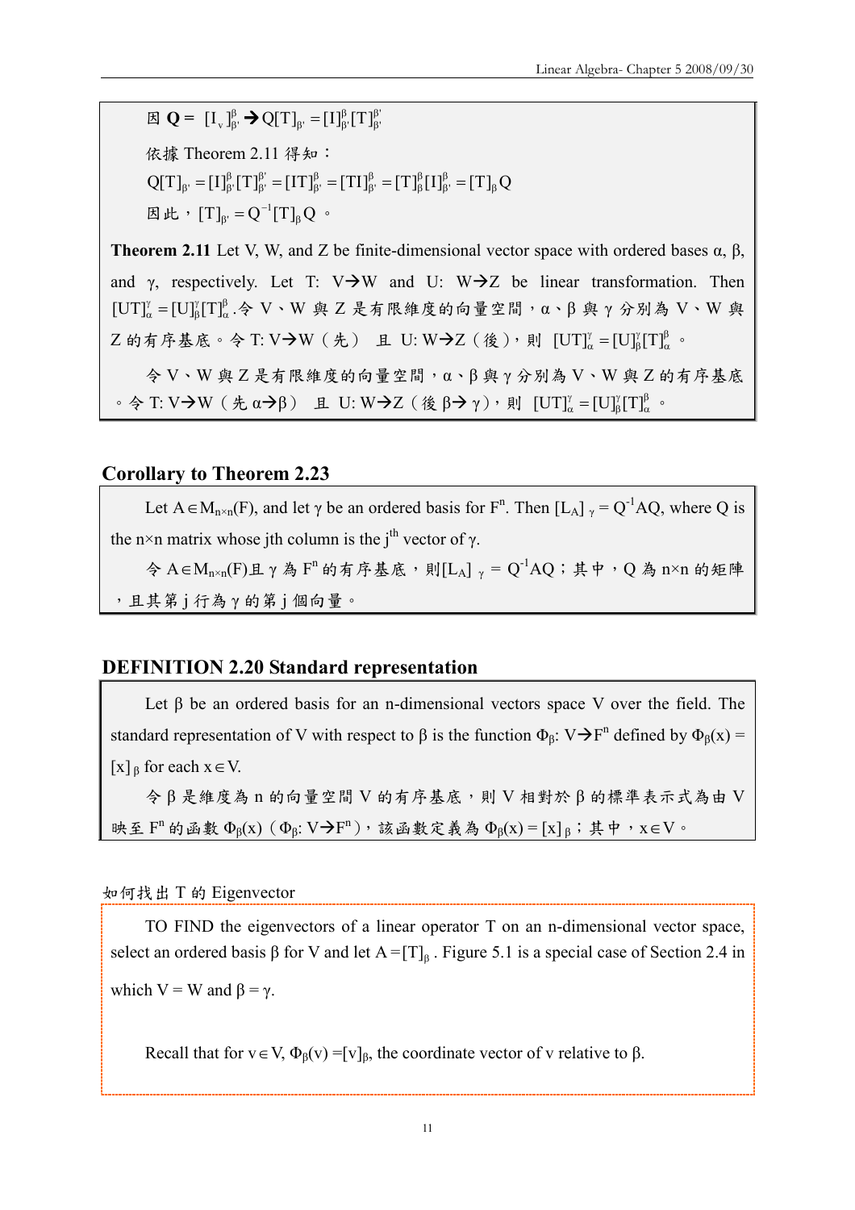因 $\mathbf{Q} = [I_v]_{\beta'}^{\beta} \rightarrow Q[T]_{\beta'} = [I]_{\beta'}^{\beta}[T]_{\beta'}^{\beta'}$

依據 Theorem 2.11 得知：

$Q[T]_{\beta'} = [I]_{\beta'}^{\beta}[T]_{\beta'}^{\beta'} = [IT]_{\beta'}^{\beta} = [TI]_{\beta'}^{\beta} = [T]_{\beta}^{\beta}[I]_{\beta'}^{\beta} = [T]_{\beta}Q$

因此，$[T]_{\beta'} = Q^{-1}[T]_{\beta}Q$。

**Theorem 2.11** Let V, W, and Z be finite-dimensional vector space with ordered bases α, β, and γ, respectively. Let T: V→W and U: W→Z be linear transformation. Then $[UT]_{\alpha}^{\gamma} = [U]_{\beta}^{\gamma}[T]_{\alpha}^{\beta}$.令 V、W 與 Z 是有限維度的向量空間，α、β 與 γ 分別為 V、W 與 Z 的有序基底。令 T: V→W（先） 且 U: W→Z（後），則 $[UT]_{\alpha}^{\gamma} = [U]_{\beta}^{\gamma}[T]_{\alpha}^{\beta}$。

令 V、W 與 Z 是有限維度的向量空間，α、β 與 γ 分別為 V、W 與 Z 的有序基底。令 T: V→W（先 α→β） 且 U: W→Z（後 β→ γ），則 $[UT]_{\alpha}^{\gamma} = [U]_{\beta}^{\gamma}[T]_{\alpha}^{\beta}$。

## Corollary to Theorem 2.23

Let $A \in M_{n\times n}(F)$, and let γ be an ordered basis for $F^n$. Then $[L_A]_{\gamma} = Q^{-1}AQ$, where Q is the n×n matrix whose jth column is the $j^{th}$ vector of γ.

令 $A \in M_{n\times n}(F)$且 γ 為 $F^n$ 的有序基底，則$[L_A]_{\gamma} = Q^{-1}AQ$；其中，Q 為 n×n 的矩陣，且其第 j 行為 γ 的第 j 個向量。

## DEFINITION 2.20 Standard representation

Let β be an ordered basis for an n-dimensional vectors space V over the field. The standard representation of V with respect to β is the function $\Phi_{\beta}$: V→$F^n$ defined by $\Phi_{\beta}(x) = [x]_{\beta}$ for each $x \in V$.

令 β 是維度為 n 的向量空間 V 的有序基底，則 V 相對於 β 的標準表示式為由 V 映至 $F^n$ 的函數 $\Phi_{\beta}(x)$（$\Phi_{\beta}$: V→$F^n$），該函數定義為 $\Phi_{\beta}(x) = [x]_{\beta}$；其中，$x \in V$。

如何找出 T 的 Eigenvector

TO FIND the eigenvectors of a linear operator T on an n-dimensional vector space, select an ordered basis β for V and let $A = [T]_{\beta}$. Figure 5.1 is a special case of Section 2.4 in which V = W and β = γ.

Recall that for $v \in V$, $\Phi_{\beta}(v) = [v]_{\beta}$, the coordinate vector of v relative to β.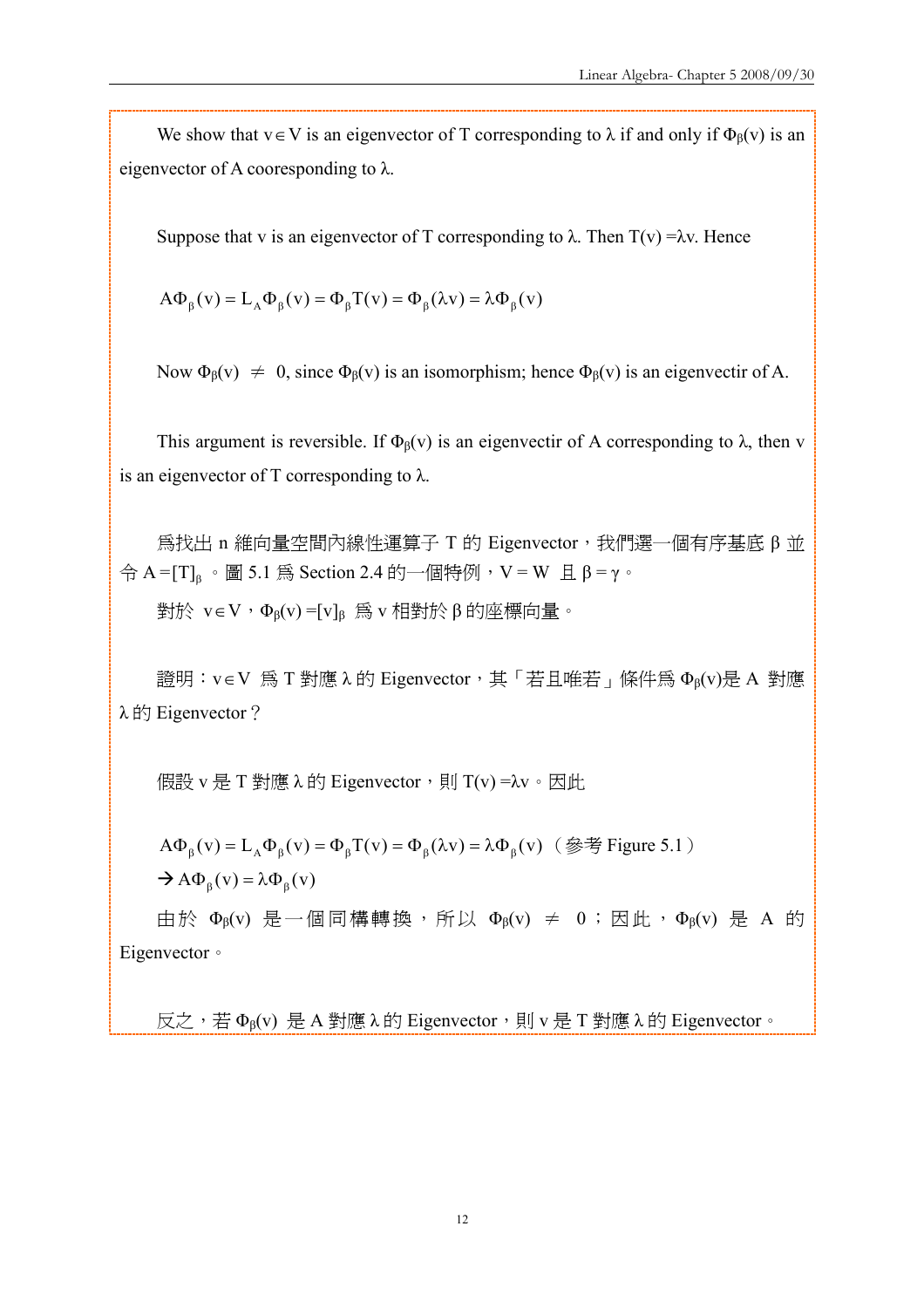We show that $v \in V$ is an eigenvector of T corresponding to $\lambda$ if and only if $\Phi_\beta(v)$ is an eigenvector of A cooresponding to $\lambda$.

Suppose that v is an eigenvector of T corresponding to $\lambda$. Then $T(v) = \lambda v$. Hence

$$A\Phi_\beta(v) = L_A\Phi_\beta(v) = \Phi_\beta T(v) = \Phi_\beta(\lambda v) = \lambda\Phi_\beta(v)$$

Now $\Phi_\beta(v) \neq 0$, since $\Phi_\beta(v)$ is an isomorphism; hence $\Phi_\beta(v)$ is an eigenvectir of A.

This argument is reversible. If $\Phi_\beta(v)$ is an eigenvectir of A corresponding to $\lambda$, then v is an eigenvector of T corresponding to $\lambda$.

為找出 n 維向量空間內線性運算子 T 的 Eigenvector，我們選一個有序基底 $\beta$ 並令 $A = [T]_\beta$。圖 5.1 為 Section 2.4 的一個特例，$V = W$ 且 $\beta = \gamma$。

對於 $v \in V$，$\Phi_\beta(v) = [v]_\beta$ 為 v 相對於 $\beta$ 的座標向量。

證明：$v \in V$ 為 T 對應 $\lambda$ 的 Eigenvector，其「若且唯若」條件為 $\Phi_\beta(v)$是 A 對應 $\lambda$ 的 Eigenvector？

假設 v 是 T 對應 $\lambda$ 的 Eigenvector，則 $T(v) = \lambda v$。因此

$$A\Phi_\beta(v) = L_A\Phi_\beta(v) = \Phi_\beta T(v) = \Phi_\beta(\lambda v) = \lambda\Phi_\beta(v)$$（參考 Figure 5.1）

$$\rightarrow A\Phi_\beta(v) = \lambda\Phi_\beta(v)$$

由於 $\Phi_\beta(v)$ 是一個同構轉換，所以 $\Phi_\beta(v) \neq 0$；因此，$\Phi_\beta(v)$ 是 A 的 Eigenvector。

反之，若 $\Phi_\beta(v)$ 是 A 對應 $\lambda$ 的 Eigenvector，則 v 是 T 對應 $\lambda$ 的 Eigenvector。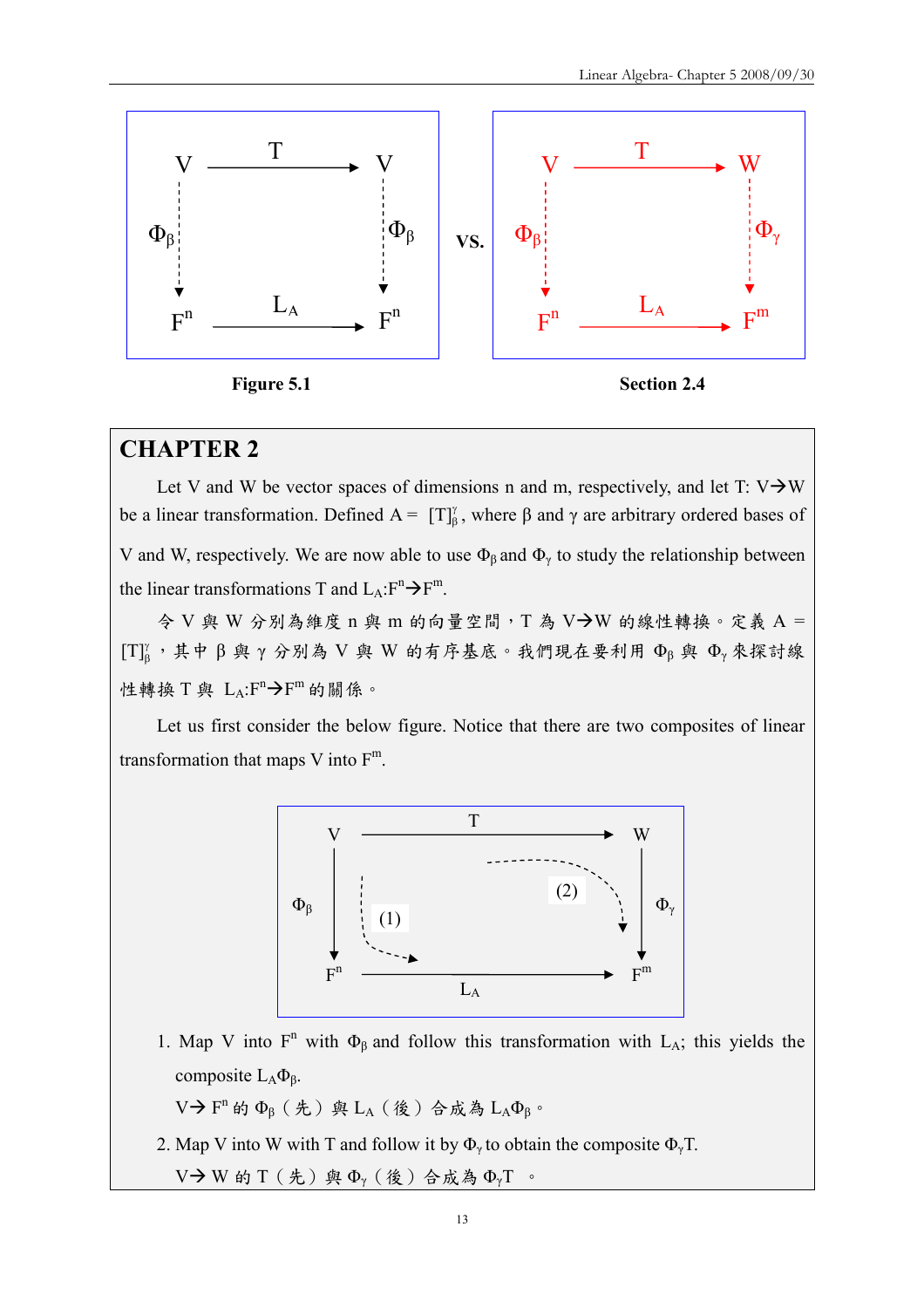Figure 5.1

Section 2.4

## CHAPTER 2

Let V and W be vector spaces of dimensions n and m, respectively, and let T: V→W be a linear transformation. Defined A = $[T]_\beta^\gamma$, where β and γ are arbitrary ordered bases of V and W, respectively. We are now able to use $\Phi_\beta$ and $\Phi_\gamma$ to study the relationship between the linear transformations T and $L_A$:$F^n$→$F^m$.

令 V 與 W 分別為維度 n 與 m 的向量空間，T 為 V→W 的線性轉換。定義 A = $[T]_\beta^\gamma$，其中 β 與 γ 分別為 V 與 W 的有序基底。我們現在要利用 $\Phi_\beta$ 與 $\Phi_\gamma$ 來探討線性轉換 T 與 $L_A$:$F^n$→$F^m$ 的關係。

Let us first consider the below figure. Notice that there are two composites of linear transformation that maps V into $F^m$.

1. Map V into $F^n$ with $\Phi_\beta$ and follow this transformation with $L_A$; this yields the composite $L_A\Phi_\beta$.
   V→ $F^n$ 的 $\Phi_\beta$（先）與 $L_A$（後）合成為 $L_A\Phi_\beta$。
2. Map V into W with T and follow it by $\Phi_\gamma$ to obtain the composite $\Phi_\gamma T$.
   V→ W 的 T（先）與 $\Phi_\gamma$（後）合成為 $\Phi_\gamma T$。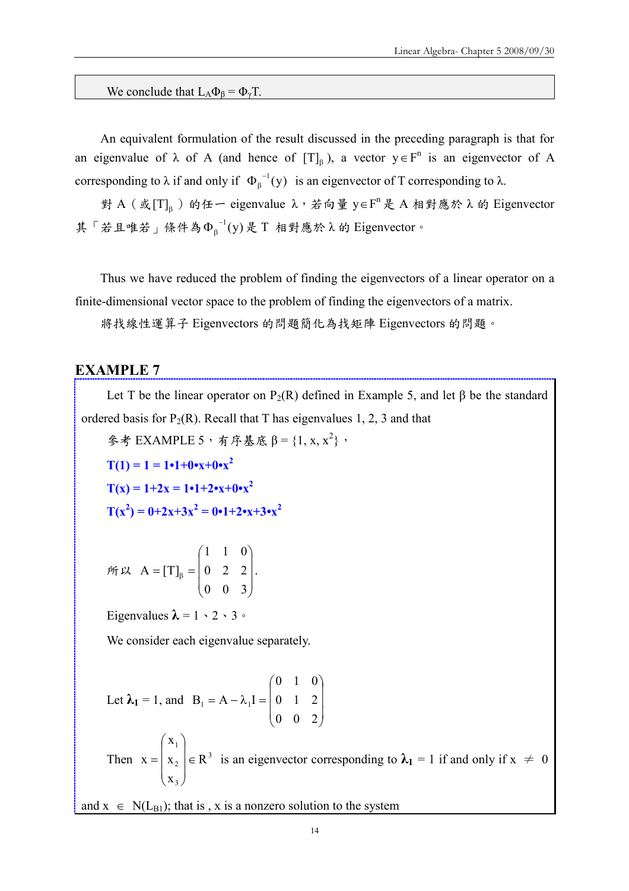We conclude that $L_A\Phi_\beta = \Phi_\gamma T$.

An equivalent formulation of the result discussed in the preceding paragraph is that for an eigenvalue of λ of A (and hence of $[T]_\beta$), a vector $y \in F^n$ is an eigenvector of A corresponding to λ if and only if $\Phi_\beta^{-1}(y)$ is an eigenvector of T corresponding to λ.

對 A（或$[T]_\beta$）的任一 eigenvalue λ，若向量 $y \in F^n$ 是 A 相對應於 λ 的 Eigenvector 其「若且唯若」條件為$\Phi_\beta^{-1}(y)$是 T 相對應於 λ 的 Eigenvector。

Thus we have reduced the problem of finding the eigenvectors of a linear operator on a finite-dimensional vector space to the problem of finding the eigenvectors of a matrix.

將找線性運算子 Eigenvectors 的問題簡化為找矩陣 Eigenvectors 的問題。

## EXAMPLE 7

Let T be the linear operator on $P_2(R)$ defined in Example 5, and let β be the standard ordered basis for $P_2(R)$. Recall that T has eigenvalues 1, 2, 3 and that

參考 EXAMPLE 5，有序基底 $\beta = \{1, x, x^2\}$，

$\mathbf{T(1) = 1 = 1 \bullet 1 + 0 \bullet x + 0 \bullet x^2}$

$\mathbf{T(x) = 1 + 2x = 1 \bullet 1 + 2 \bullet x + 0 \bullet x^2}$

$\mathbf{T(x^2) = 0 + 2x + 3x^2 = 0 \bullet 1 + 2 \bullet x + 3 \bullet x^2}$

所以 $A = [T]_\beta = \begin{pmatrix} 1 & 1 & 0 \\ 0 & 2 & 2 \\ 0 & 0 & 3 \end{pmatrix}$.

Eigenvalues $\boldsymbol{\lambda}$ = 1、2、3。

We consider each eigenvalue separately.

Let $\boldsymbol{\lambda_1} = 1$, and $B_1 = A - \lambda_1 I = \begin{pmatrix} 0 & 1 & 0 \\ 0 & 1 & 2 \\ 0 & 0 & 2 \end{pmatrix}$

Then $x = \begin{pmatrix} x_1 \\ x_2 \\ x_3 \end{pmatrix} \in R^3$ is an eigenvector corresponding to $\boldsymbol{\lambda_1} = 1$ if and only if $x \neq 0$ and $x \in N(L_{B1})$; that is , x is a nonzero solution to the system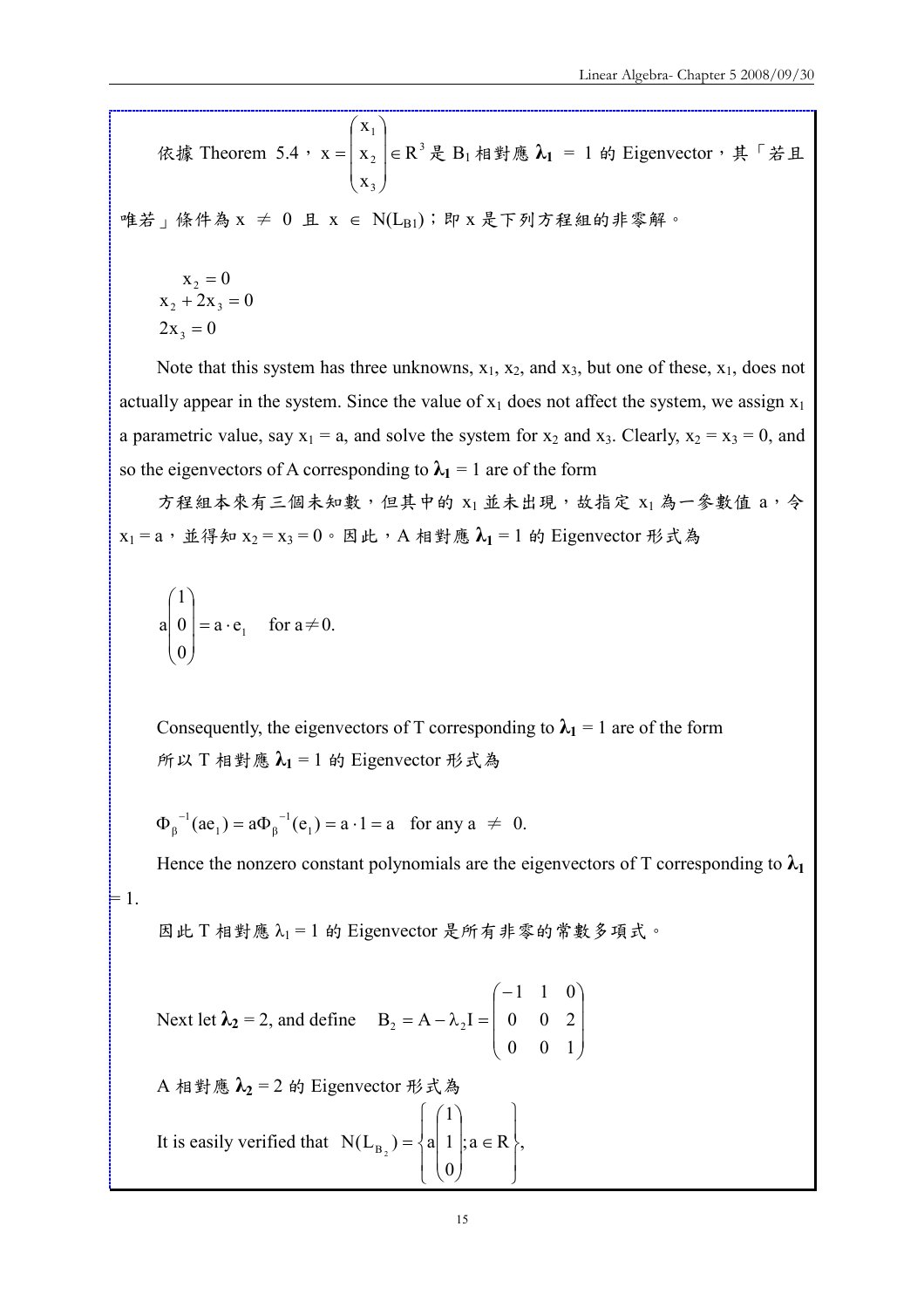依據 Theorem 5.4，$x = \begin{pmatrix} x_1 \\ x_2 \\ x_3 \end{pmatrix} \in R^3$ 是 $B_1$ 相對應 $\boldsymbol{\lambda_1}$ = 1 的 Eigenvector，其「若且唯若」條件為 $x \neq 0$ 且 $x \in N(L_{B1})$；即 x 是下列方程組的非零解。

$$
\begin{aligned}
x_2 &= 0 \\
x_2 + 2x_3 &= 0 \\
2x_3 &= 0
\end{aligned}
$$

Note that this system has three unknowns, $x_1$, $x_2$, and $x_3$, but one of these, $x_1$, does not actually appear in the system. Since the value of $x_1$ does not affect the system, we assign $x_1$ a parametric value, say $x_1 = a$, and solve the system for $x_2$ and $x_3$. Clearly, $x_2 = x_3 = 0$, and so the eigenvectors of A corresponding to $\boldsymbol{\lambda_1} = 1$ are of the form

方程組本來有三個未知數，但其中的 $x_1$ 並未出現，故指定 $x_1$ 為一參數值 a，令 $x_1 = a$，並得知 $x_2 = x_3 = 0$。因此，A 相對應 $\boldsymbol{\lambda_1} = 1$ 的 Eigenvector 形式為

$$
a\begin{pmatrix} 1 \\ 0 \\ 0 \end{pmatrix} = a \cdot e_1 \quad \text{for } a \neq 0.
$$

Consequently, the eigenvectors of T corresponding to $\boldsymbol{\lambda_1} = 1$ are of the form

所以 T 相對應 $\boldsymbol{\lambda_1} = 1$ 的 Eigenvector 形式為

$$
\Phi_\beta^{-1}(ae_1) = a\Phi_\beta^{-1}(e_1) = a \cdot 1 = a \quad \text{for any } a \neq 0.
$$

Hence the nonzero constant polynomials are the eigenvectors of T corresponding to $\boldsymbol{\lambda_1} = 1$.

因此 T 相對應 $\lambda_1 = 1$ 的 Eigenvector 是所有非零的常數多項式。

Next let $\boldsymbol{\lambda_2} = 2$, and define $B_2 = A - \lambda_2 I = \begin{pmatrix} -1 & 1 & 0 \\ 0 & 0 & 2 \\ 0 & 0 & 1 \end{pmatrix}$

A 相對應 $\boldsymbol{\lambda_2} = 2$ 的 Eigenvector 形式為

It is easily verified that $N(L_{B_2}) = \left\{ a\begin{pmatrix} 1 \\ 1 \\ 0 \end{pmatrix}; a \in R \right\}$,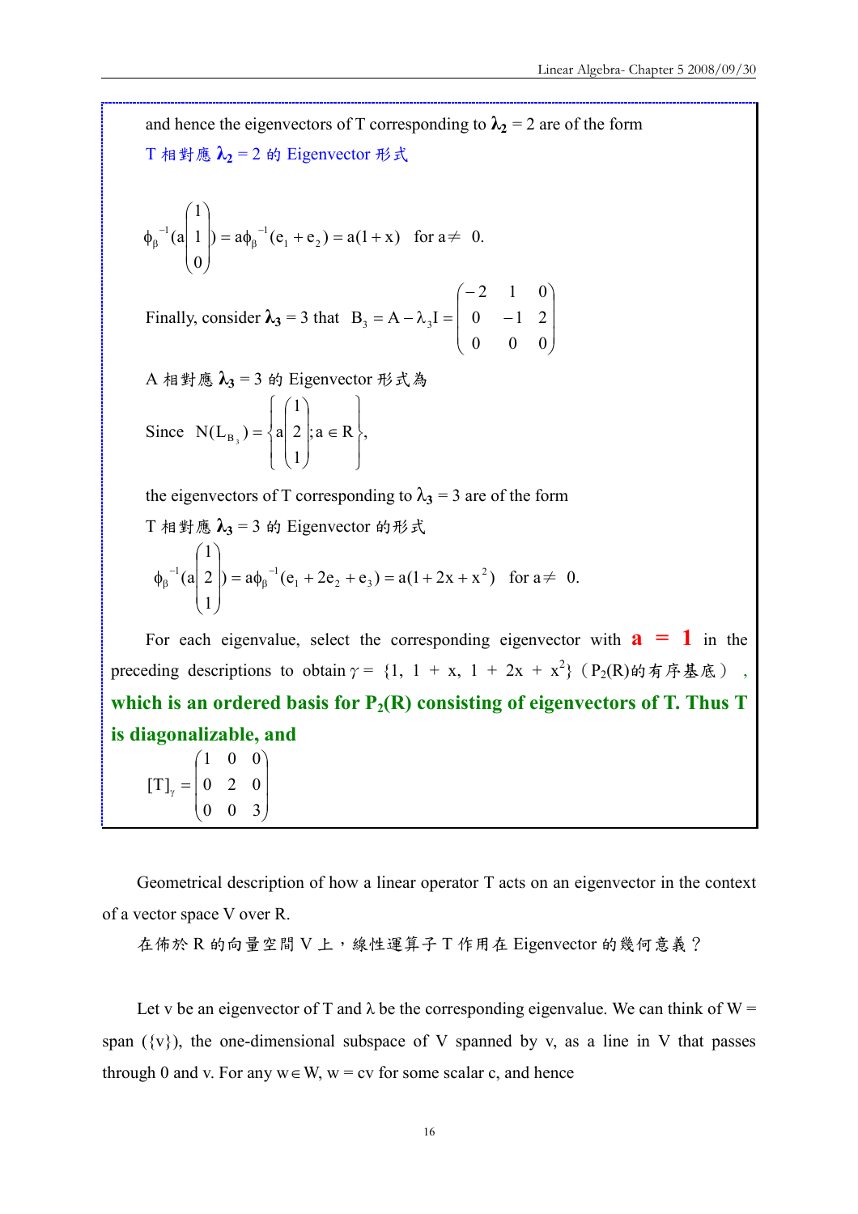and hence the eigenvectors of T corresponding to $\lambda_2 = 2$ are of the form

T 相對應 $\lambda_2 = 2$ 的 Eigenvector 形式

$$\phi_\beta^{-1}\left(a\begin{pmatrix}1\\1\\0\end{pmatrix}\right) = a\phi_\beta^{-1}(e_1 + e_2) = a(1+x) \quad \text{for } a \neq 0.$$

Finally, consider $\lambda_3 = 3$ that $B_3 = A - \lambda_3 I = \begin{pmatrix}-2 & 1 & 0\\ 0 & -1 & 2\\ 0 & 0 & 0\end{pmatrix}$

A 相對應 $\lambda_3 = 3$ 的 Eigenvector 形式為

Since $N(L_{B_3}) = \left\{a\begin{pmatrix}1\\2\\1\end{pmatrix}; a \in R\right\}$,

the eigenvectors of T corresponding to $\lambda_3 = 3$ are of the form

T 相對應 $\lambda_3 = 3$ 的 Eigenvector 的形式

$$\phi_\beta^{-1}\left(a\begin{pmatrix}1\\2\\1\end{pmatrix}\right) = a\phi_\beta^{-1}(e_1 + 2e_2 + e_3) = a(1+2x+x^2) \quad \text{for } a \neq 0.$$

For each eigenvalue, select the corresponding eigenvector with **a = 1** in the preceding descriptions to obtain $\gamma = \{1,\ 1+x,\ 1+2x+x^2\}$ ($P_2(R)$的有序基底), **which is an ordered basis for $P_2(R)$ consisting of eigenvectors of T. Thus T is diagonalizable, and**

$$[T]_\gamma = \begin{pmatrix}1 & 0 & 0\\ 0 & 2 & 0\\ 0 & 0 & 3\end{pmatrix}$$

Geometrical description of how a linear operator T acts on an eigenvector in the context of a vector space V over R.

在佈於 R 的向量空間 V 上，線性運算子 T 作用在 Eigenvector 的幾何意義？

Let v be an eigenvector of T and $\lambda$ be the corresponding eigenvalue. We can think of W = span ({v}), the one-dimensional subspace of V spanned by v, as a line in V that passes through 0 and v. For any $w \in W$, $w = cv$ for some scalar c, and hence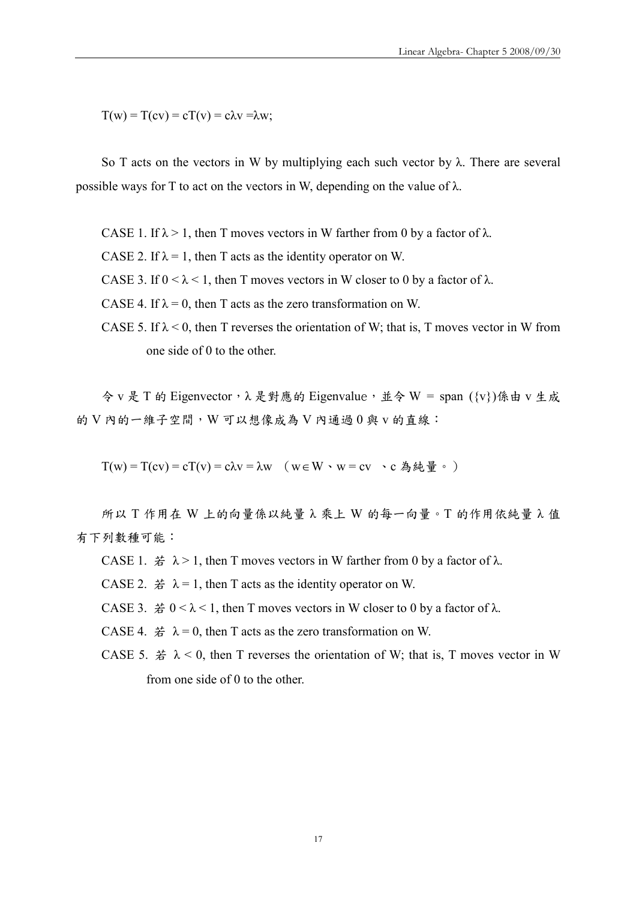$T(w) = T(cv) = cT(v) = c\lambda v = \lambda w;$

So T acts on the vectors in W by multiplying each such vector by $\lambda$. There are several possible ways for T to act on the vectors in W, depending on the value of $\lambda$.

CASE 1. If $\lambda > 1$, then T moves vectors in W farther from 0 by a factor of $\lambda$.

CASE 2. If $\lambda = 1$, then T acts as the identity operator on W.

CASE 3. If $0 < \lambda < 1$, then T moves vectors in W closer to 0 by a factor of $\lambda$.

CASE 4. If $\lambda = 0$, then T acts as the zero transformation on W.

CASE 5. If $\lambda < 0$, then T reverses the orientation of W; that is, T moves vector in W from one side of 0 to the other.

令 v 是 T 的 Eigenvector，$\lambda$ 是對應的 Eigenvalue，並令 W = span ({v})係由 v 生成的 V 內的一維子空間，W 可以想像成為 V 內通過 0 與 v 的直線：

$T(w) = T(cv) = cT(v) = c\lambda v = \lambda w$ （$w \in W$、$w = cv$ 、c 為純量。）

所以 T 作用在 W 上的向量係以純量 $\lambda$ 乘上 W 的每一向量。T 的作用依純量 $\lambda$ 值有下列數種可能：

CASE 1. 若 $\lambda > 1$, then T moves vectors in W farther from 0 by a factor of $\lambda$.

CASE 2. 若 $\lambda = 1$, then T acts as the identity operator on W.

CASE 3. 若 $0 < \lambda < 1$, then T moves vectors in W closer to 0 by a factor of $\lambda$.

CASE 4. 若 $\lambda = 0$, then T acts as the zero transformation on W.

CASE 5. 若 $\lambda < 0$, then T reverses the orientation of W; that is, T moves vector in W from one side of 0 to the other.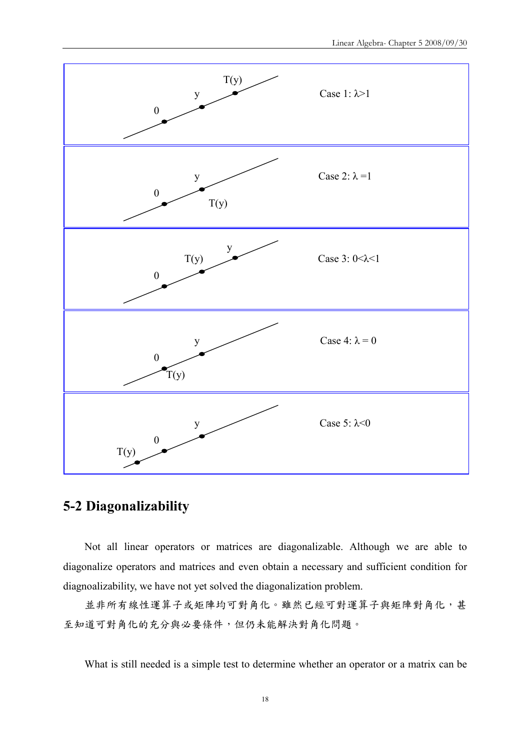| Diagram | Case |
| --- | --- |
| 0, y, T(y) | Case 1: $\lambda>1$ |
| 0, y, T(y) | Case 2: $\lambda=1$ |
| 0, T(y), y | Case 3: $0<\lambda<1$ |
| 0, T(y), y | Case 4: $\lambda = 0$ |
| T(y), 0, y | Case 5: $\lambda<0$ |

## 5-2 Diagonalizability

Not all linear operators or matrices are diagonalizable. Although we are able to diagonalize operators and matrices and even obtain a necessary and sufficient condition for diagnoalizability, we have not yet solved the diagonalization problem.

並非所有線性運算子或矩陣均可對角化。雖然已經可對運算子與矩陣對角化，甚至知道可對角化的充分與必要條件，但仍未能解決對角化問題。

What is still needed is a simple test to determine whether an operator or a matrix can be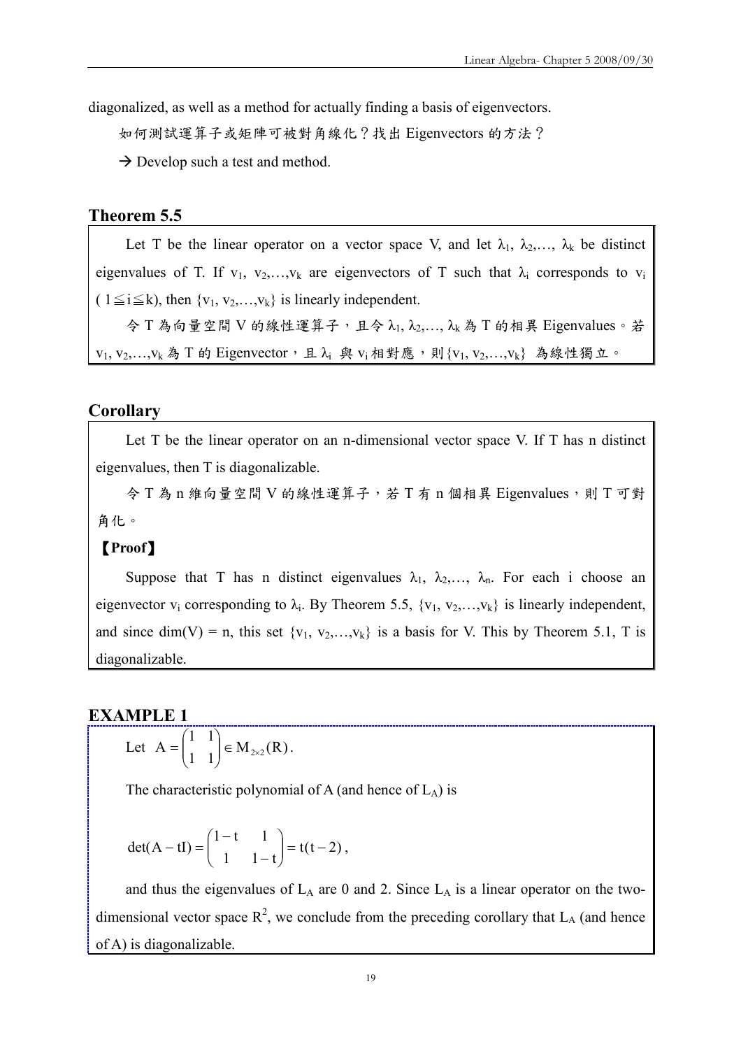diagonalized, as well as a method for actually finding a basis of eigenvectors.

如何測試運算子或矩陣可被對角線化？找出 Eigenvectors 的方法？

→ Develop such a test and method.

## Theorem 5.5

Let T be the linear operator on a vector space V, and let $\lambda_1, \lambda_2, \ldots, \lambda_k$ be distinct eigenvalues of T. If $v_1, v_2, \ldots, v_k$ are eigenvectors of T such that $\lambda_i$ corresponds to $v_i$ ($1 \leq i \leq k$), then $\{v_1, v_2, \ldots, v_k\}$ is linearly independent.

令 T 為向量空間 V 的線性運算子，且令 $\lambda_1, \lambda_2, \ldots, \lambda_k$ 為 T 的相異 Eigenvalues。若 $v_1, v_2, \ldots, v_k$ 為 T 的 Eigenvector，且 $\lambda_i$ 與 $v_i$ 相對應，則 $\{v_1, v_2, \ldots, v_k\}$ 為線性獨立。

## Corollary

Let T be the linear operator on an n-dimensional vector space V. If T has n distinct eigenvalues, then T is diagonalizable.

令 T 為 n 維向量空間 V 的線性運算子，若 T 有 n 個相異 Eigenvalues，則 T 可對角化。

**【Proof】**

Suppose that T has n distinct eigenvalues $\lambda_1, \lambda_2, \ldots, \lambda_n$. For each i choose an eigenvector $v_i$ corresponding to $\lambda_i$. By Theorem 5.5, $\{v_1, v_2, \ldots, v_k\}$ is linearly independent, and since $\dim(V) = n$, this set $\{v_1, v_2, \ldots, v_k\}$ is a basis for V. This by Theorem 5.1, T is diagonalizable.

## EXAMPLE 1

Let $A = \begin{pmatrix} 1 & 1 \\ 1 & 1 \end{pmatrix} \in M_{2\times 2}(R)$.

The characteristic polynomial of A (and hence of $L_A$) is

$$\det(A - tI) = \begin{pmatrix} 1-t & 1 \\ 1 & 1-t \end{pmatrix} = t(t-2),$$

and thus the eigenvalues of $L_A$ are 0 and 2. Since $L_A$ is a linear operator on the two-dimensional vector space $R^2$, we conclude from the preceding corollary that $L_A$ (and hence of A) is diagonalizable.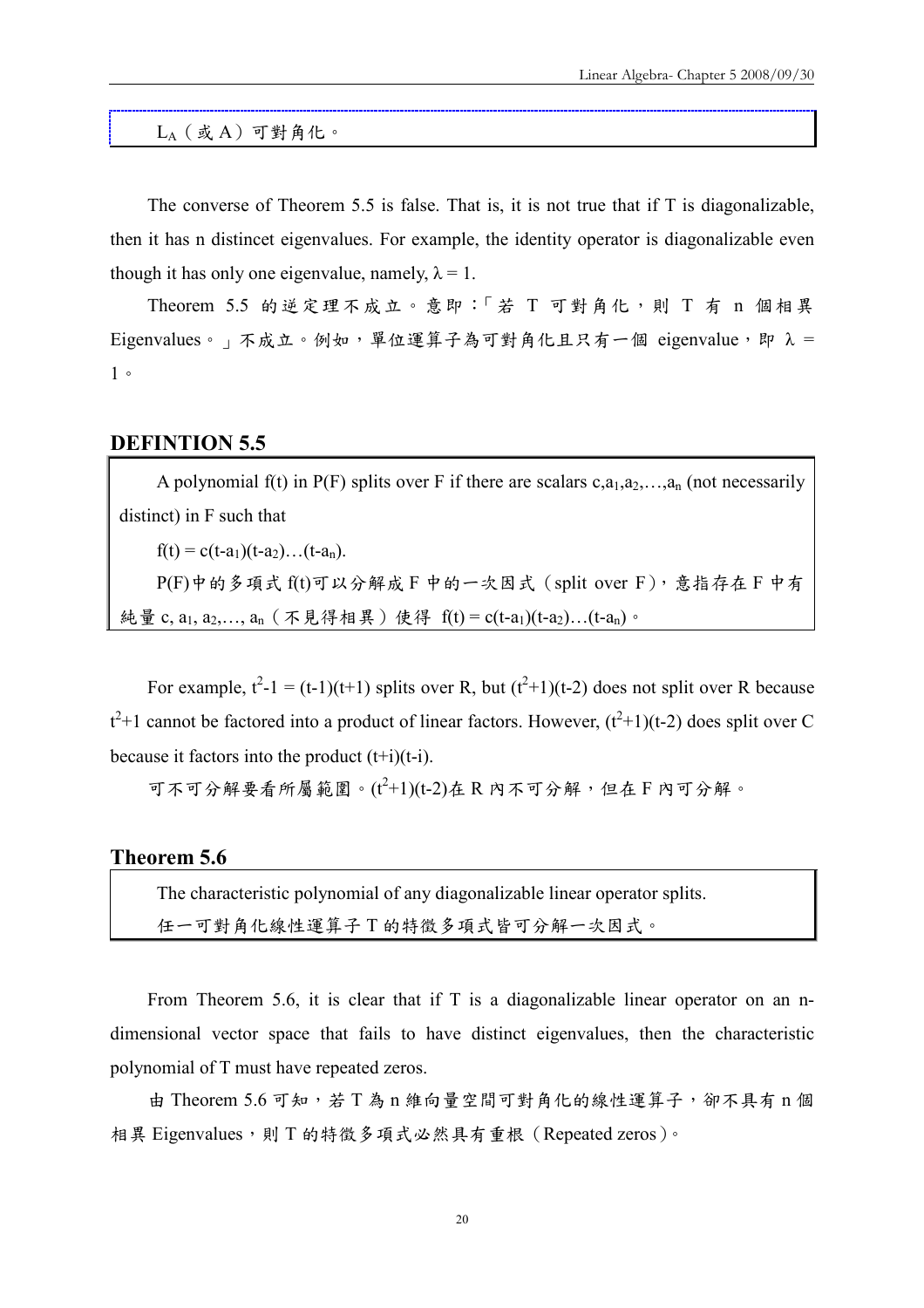$L_A$（或 A）可對角化。

The converse of Theorem 5.5 is false. That is, it is not true that if T is diagonalizable, then it has n distincet eigenvalues. For example, the identity operator is diagonalizable even though it has only one eigenvalue, namely, $\lambda = 1$.

Theorem 5.5 的逆定理不成立。意即：「若 T 可對角化，則 T 有 n 個相異 Eigenvalues。」不成立。例如，單位運算子為可對角化且只有一個 eigenvalue，即 $\lambda = 1$。

## DEFINTION 5.5

A polynomial f(t) in P(F) splits over F if there are scalars $c, a_1, a_2, \ldots, a_n$ (not necessarily distinct) in F such that

$f(t) = c(t-a_1)(t-a_2)\ldots(t-a_n)$.

P(F)中的多項式 f(t)可以分解成 F 中的一次因式（split over F），意指存在 F 中有純量 $c, a_1, a_2, \ldots, a_n$（不見得相異）使得 $f(t) = c(t-a_1)(t-a_2)\ldots(t-a_n)$。

For example, $t^2-1 = (t-1)(t+1)$ splits over R, but $(t^2+1)(t-2)$ does not split over R because $t^2+1$ cannot be factored into a product of linear factors. However, $(t^2+1)(t-2)$ does split over C because it factors into the product $(t+i)(t-i)$.

可不可分解要看所屬範圍。$(t^2+1)(t-2)$在 R 內不可分解，但在 F 內可分解。

## Theorem 5.6

The characteristic polynomial of any diagonalizable linear operator splits.

任一可對角化線性運算子 T 的特徵多項式皆可分解一次因式。

From Theorem 5.6, it is clear that if T is a diagonalizable linear operator on an n-dimensional vector space that fails to have distinct eigenvalues, then the characteristic polynomial of T must have repeated zeros.

由 Theorem 5.6 可知，若 T 為 n 維向量空間可對角化的線性運算子，卻不具有 n 個相異 Eigenvalues，則 T 的特徵多項式必然具有重根（Repeated zeros）。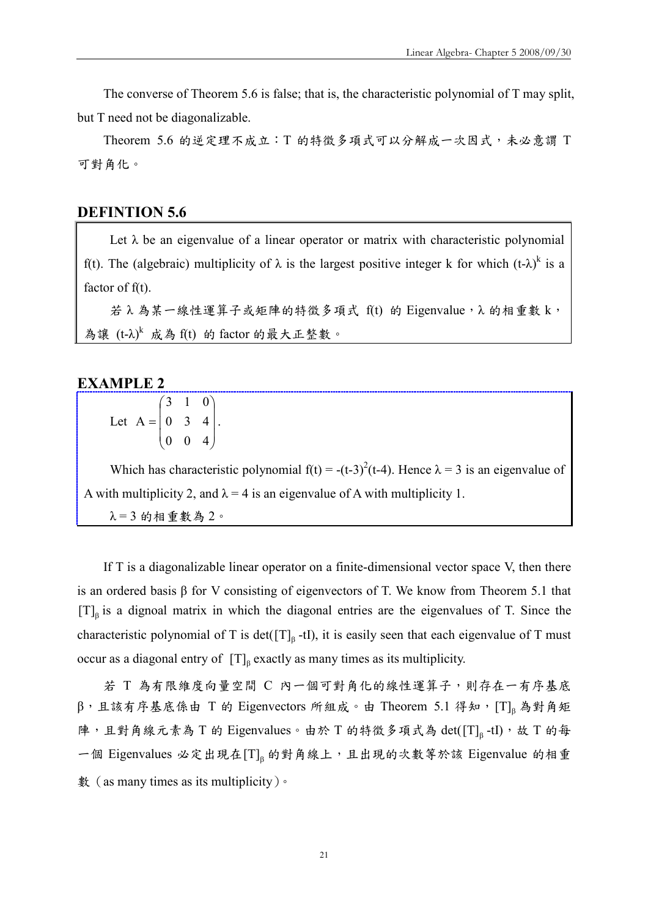The converse of Theorem 5.6 is false; that is, the characteristic polynomial of T may split, but T need not be diagonalizable.

Theorem 5.6 的逆定理不成立：T 的特徵多項式可以分解成一次因式，未必意謂 T 可對角化。

## DEFINTION 5.6

Let $\lambda$ be an eigenvalue of a linear operator or matrix with characteristic polynomial f(t). The (algebraic) multiplicity of $\lambda$ is the largest positive integer k for which $(t-\lambda)^k$ is a factor of f(t).

若 $\lambda$ 為某一線性運算子或矩陣的特徵多項式 f(t) 的 Eigenvalue，$\lambda$ 的相重數 k，為讓 $(t-\lambda)^k$ 成為 f(t) 的 factor 的最大正整數。

## EXAMPLE 2

Let $A = \begin{pmatrix} 3 & 1 & 0 \\ 0 & 3 & 4 \\ 0 & 0 & 4 \end{pmatrix}$.

Which has characteristic polynomial $f(t) = -(t-3)^2(t-4)$. Hence $\lambda = 3$ is an eigenvalue of A with multiplicity 2, and $\lambda = 4$ is an eigenvalue of A with multiplicity 1.

$\lambda = 3$ 的相重數為 2。

If T is a diagonalizable linear operator on a finite-dimensional vector space V, then there is an ordered basis $\beta$ for V consisting of eigenvectors of T. We know from Theorem 5.1 that $[T]_\beta$ is a dignoal matrix in which the diagonal entries are the eigenvalues of T. Since the characteristic polynomial of T is $\det([T]_\beta - tI)$, it is easily seen that each eigenvalue of T must occur as a diagonal entry of $[T]_\beta$ exactly as many times as its multiplicity.

若 T 為有限維度向量空間 C 內一個可對角化的線性運算子，則存在一有序基底 $\beta$，且該有序基底係由 T 的 Eigenvectors 所組成。由 Theorem 5.1 得知，$[T]_\beta$ 為對角矩陣，且對角線元素為 T 的 Eigenvalues。由於 T 的特徵多項式為 $\det([T]_\beta - tI)$，故 T 的每一個 Eigenvalues 必定出現在$[T]_\beta$ 的對角線上，且出現的次數等於該 Eigenvalue 的相重數（as many times as its multiplicity）。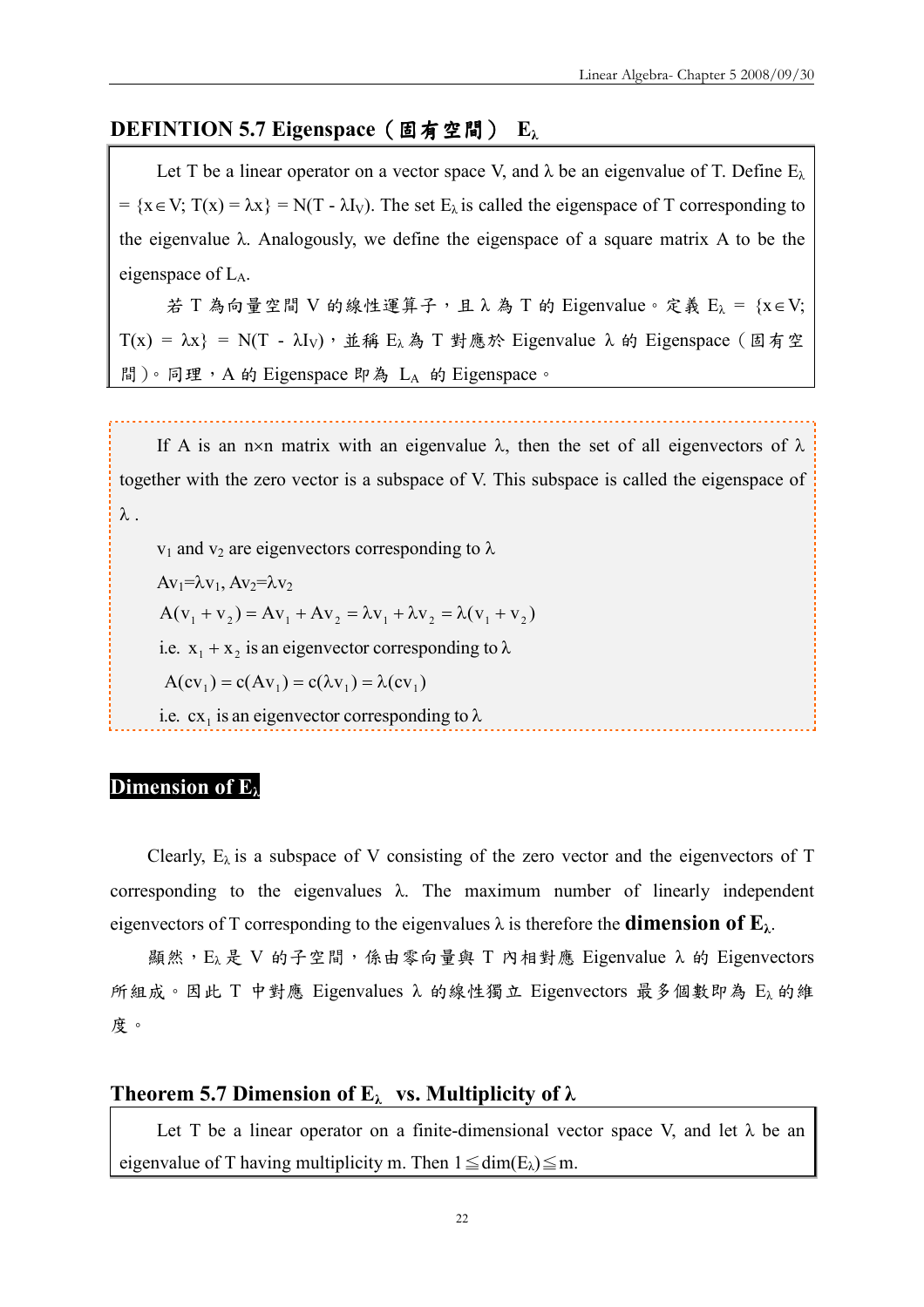## DEFINTION 5.7 Eigenspace（固有空間） $E_\lambda$

Let T be a linear operator on a vector space V, and $\lambda$ be an eigenvalue of T. Define $E_\lambda = \{x \in V; T(x) = \lambda x\} = N(T - \lambda I_V)$. The set $E_\lambda$ is called the eigenspace of T corresponding to the eigenvalue $\lambda$. Analogously, we define the eigenspace of a square matrix A to be the eigenspace of $L_A$.

若 T 為向量空間 V 的線性運算子，且 $\lambda$ 為 T 的 Eigenvalue。定義 $E_\lambda = \{x \in V; T(x) = \lambda x\} = N(T - \lambda I_V)$，並稱 $E_\lambda$ 為 T 對應於 Eigenvalue $\lambda$ 的 Eigenspace（固有空間）。同理，A 的 Eigenspace 即為 $L_A$ 的 Eigenspace。

If A is an n×n matrix with an eigenvalue $\lambda$, then the set of all eigenvectors of $\lambda$ together with the zero vector is a subspace of V. This subspace is called the eigenspace of $\lambda$ .

$v_1$ and $v_2$ are eigenvectors corresponding to $\lambda$

$Av_1=\lambda v_1$, $Av_2=\lambda v_2$

$$A(v_1 + v_2) = Av_1 + Av_2 = \lambda v_1 + \lambda v_2 = \lambda(v_1 + v_2)$$

i.e. $x_1 + x_2$ is an eigenvector corresponding to $\lambda$

$$A(cv_1) = c(Av_1) = c(\lambda v_1) = \lambda(cv_1)$$

i.e. $cx_1$ is an eigenvector corresponding to $\lambda$

## Dimension of $E_\lambda$

Clearly, $E_\lambda$ is a subspace of V consisting of the zero vector and the eigenvectors of T corresponding to the eigenvalues $\lambda$. The maximum number of linearly independent eigenvectors of T corresponding to the eigenvalues $\lambda$ is therefore the **dimension of $E_\lambda$**.

顯然，$E_\lambda$ 是 V 的子空間，係由零向量與 T 內相對應 Eigenvalue $\lambda$ 的 Eigenvectors 所組成。因此 T 中對應 Eigenvalues $\lambda$ 的線性獨立 Eigenvectors 最多個數即為 $E_\lambda$ 的維度。

## Theorem 5.7 Dimension of $E_\lambda$ vs. Multiplicity of $\lambda$

Let T be a linear operator on a finite-dimensional vector space V, and let $\lambda$ be an eigenvalue of T having multiplicity m. Then $1 \leqq \dim(E_\lambda) \leqq m$.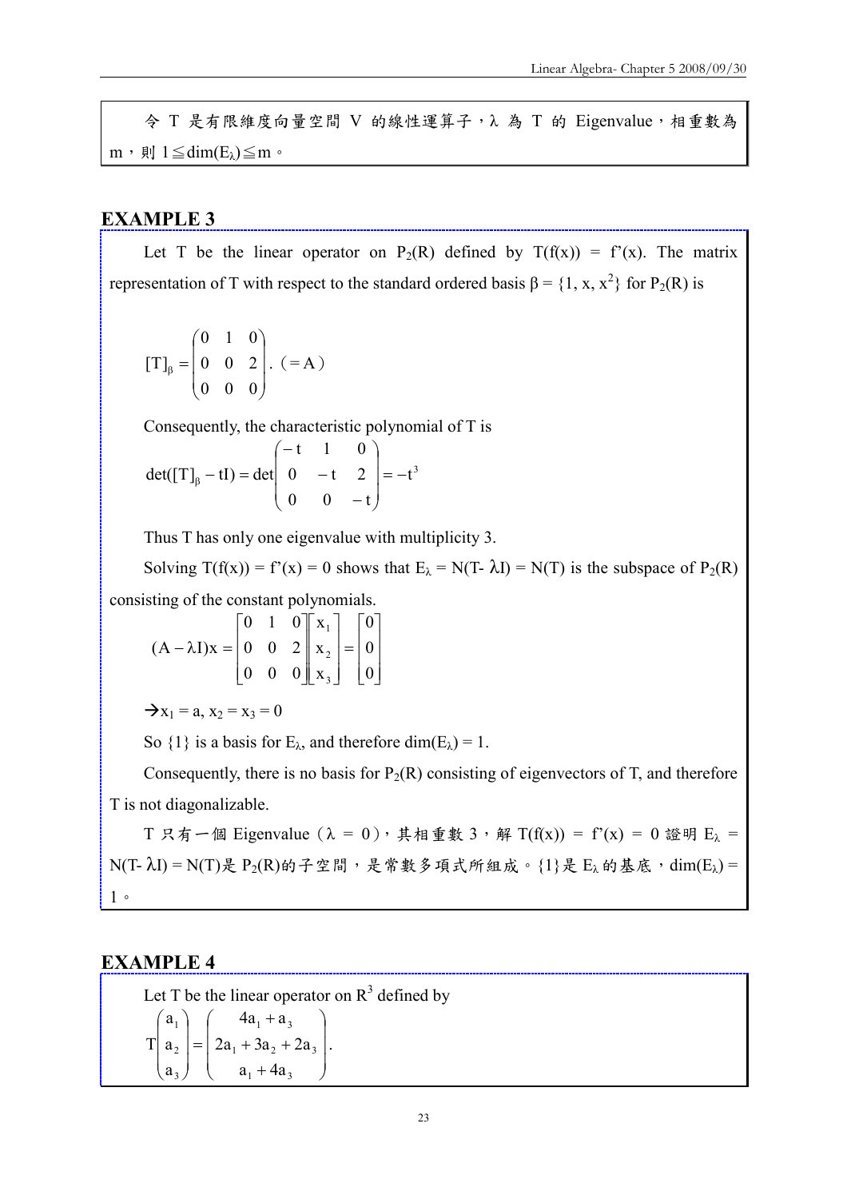令 T 是有限維度向量空間 V 的線性運算子，λ 為 T 的 Eigenvalue，相重數為 m，則 $1 \leq \dim(E_\lambda) \leq m$。

## EXAMPLE 3

Let T be the linear operator on $P_2(R)$ defined by $T(f(x)) = f'(x)$. The matrix representation of T with respect to the standard ordered basis $\beta = \{1, x, x^2\}$ for $P_2(R)$ is

$$[T]_\beta = \begin{pmatrix} 0 & 1 & 0 \\ 0 & 0 & 2 \\ 0 & 0 & 0 \end{pmatrix}. \ (=A)$$

Consequently, the characteristic polynomial of T is

$$\det([T]_\beta - tI) = \det\begin{pmatrix} -t & 1 & 0 \\ 0 & -t & 2 \\ 0 & 0 & -t \end{pmatrix} = -t^3$$

Thus T has only one eigenvalue with multiplicity 3.

Solving $T(f(x)) = f'(x) = 0$ shows that $E_\lambda = N(T-\lambda I) = N(T)$ is the subspace of $P_2(R)$ consisting of the constant polynomials.

$$(A - \lambda I)x = \begin{bmatrix} 0 & 1 & 0 \\ 0 & 0 & 2 \\ 0 & 0 & 0 \end{bmatrix}\begin{bmatrix} x_1 \\ x_2 \\ x_3 \end{bmatrix} = \begin{bmatrix} 0 \\ 0 \\ 0 \end{bmatrix}$$

$\rightarrow x_1 = a,\ x_2 = x_3 = 0$

So $\{1\}$ is a basis for $E_\lambda$, and therefore $\dim(E_\lambda) = 1$.

Consequently, there is no basis for $P_2(R)$ consisting of eigenvectors of T, and therefore T is not diagonalizable.

T 只有一個 Eigenvalue（$\lambda = 0$），其相重數 3，解 $T(f(x)) = f'(x) = 0$ 證明 $E_\lambda = N(T-\lambda I) = N(T)$是 $P_2(R)$的子空間，是常數多項式所組成。$\{1\}$是 $E_\lambda$ 的基底，$\dim(E_\lambda) = 1$。

## EXAMPLE 4

Let T be the linear operator on $R^3$ defined by

$$T\begin{pmatrix} a_1 \\ a_2 \\ a_3 \end{pmatrix} = \begin{pmatrix} 4a_1 + a_3 \\ 2a_1 + 3a_2 + 2a_3 \\ a_1 + 4a_3 \end{pmatrix}.$$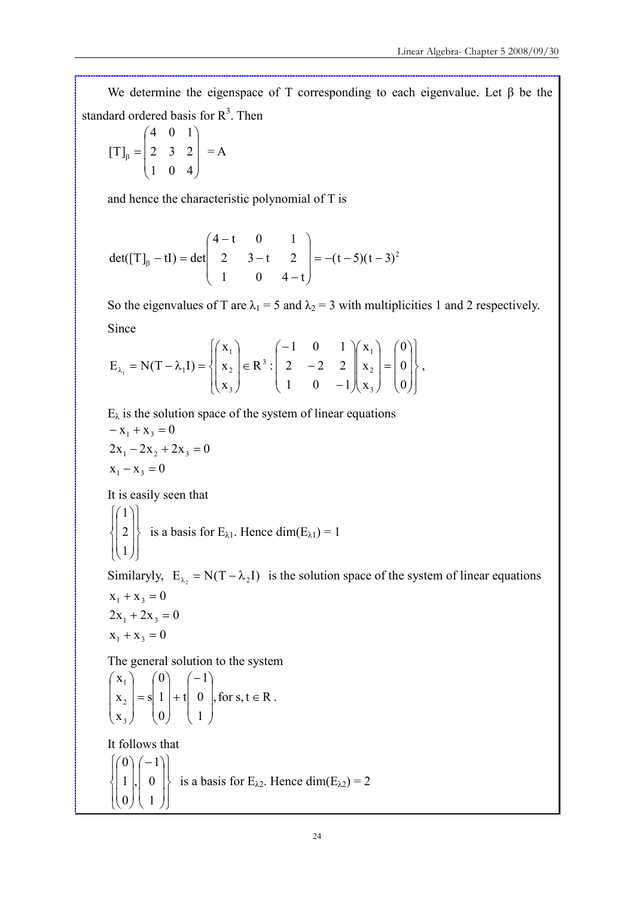We determine the eigenspace of T corresponding to each eigenvalue. Let β be the standard ordered basis for $R^3$. Then

$$[T]_\beta = \begin{pmatrix} 4 & 0 & 1 \\ 2 & 3 & 2 \\ 1 & 0 & 4 \end{pmatrix} = A$$

and hence the characteristic polynomial of T is

$$\det([T]_\beta - tI) = \det\begin{pmatrix} 4-t & 0 & 1 \\ 2 & 3-t & 2 \\ 1 & 0 & 4-t \end{pmatrix} = -(t-5)(t-3)^2$$

So the eigenvalues of T are $\lambda_1 = 5$ and $\lambda_2 = 3$ with multiplicities 1 and 2 respectively.

Since

$$E_{\lambda_1} = N(T - \lambda_1 I) = \left\{ \begin{pmatrix} x_1 \\ x_2 \\ x_3 \end{pmatrix} \in R^3 : \begin{pmatrix} -1 & 0 & 1 \\ 2 & -2 & 2 \\ 1 & 0 & -1 \end{pmatrix} \begin{pmatrix} x_1 \\ x_2 \\ x_3 \end{pmatrix} = \begin{pmatrix} 0 \\ 0 \\ 0 \end{pmatrix} \right\},$$

$E_\lambda$ is the solution space of the system of linear equations

$$-x_1 + x_3 = 0$$
$$2x_1 - 2x_2 + 2x_3 = 0$$
$$x_1 - x_3 = 0$$

It is easily seen that

$\left\{ \begin{pmatrix} 1 \\ 2 \\ 1 \end{pmatrix} \right\}$ is a basis for $E_{\lambda 1}$. Hence $\dim(E_{\lambda 1}) = 1$

Similaryly, $E_{\lambda_2} = N(T - \lambda_2 I)$ is the solution space of the system of linear equations

$$x_1 + x_3 = 0$$
$$2x_1 + 2x_3 = 0$$
$$x_1 + x_3 = 0$$

The general solution to the system

$$\begin{pmatrix} x_1 \\ x_2 \\ x_3 \end{pmatrix} = s\begin{pmatrix} 0 \\ 1 \\ 0 \end{pmatrix} + t\begin{pmatrix} -1 \\ 0 \\ 1 \end{pmatrix}, \text{for } s, t \in R.$$

It follows that

$\left\{ \begin{pmatrix} 0 \\ 1 \\ 0 \end{pmatrix}, \begin{pmatrix} -1 \\ 0 \\ 1 \end{pmatrix} \right\}$ is a basis for $E_{\lambda 2}$. Hence $\dim(E_{\lambda 2}) = 2$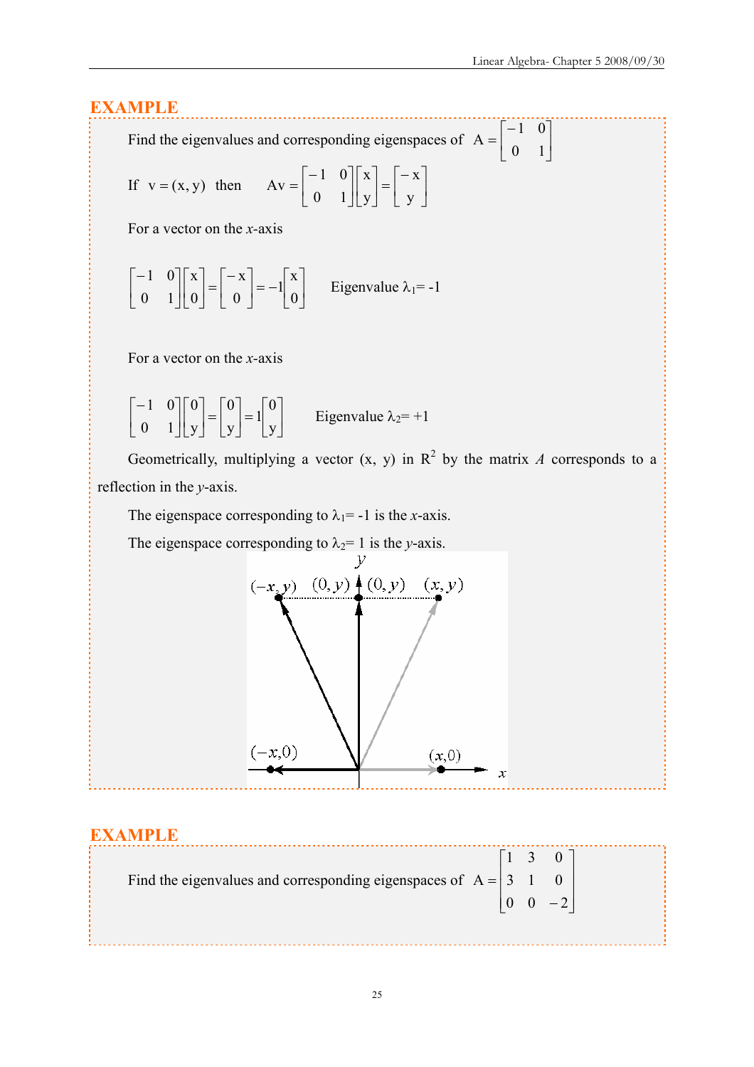## EXAMPLE

Find the eigenvalues and corresponding eigenspaces of $A = \begin{bmatrix} -1 & 0 \\ 0 & 1 \end{bmatrix}$

If $v = (x, y)$ then $Av = \begin{bmatrix} -1 & 0 \\ 0 & 1 \end{bmatrix}\begin{bmatrix} x \\ y \end{bmatrix} = \begin{bmatrix} -x \\ y \end{bmatrix}$

For a vector on the *x*-axis

$$\begin{bmatrix} -1 & 0 \\ 0 & 1 \end{bmatrix}\begin{bmatrix} x \\ 0 \end{bmatrix} = \begin{bmatrix} -x \\ 0 \end{bmatrix} = -1\begin{bmatrix} x \\ 0 \end{bmatrix} \qquad \text{Eigenvalue } \lambda_1 = -1$$

For a vector on the *x*-axis

$$\begin{bmatrix} -1 & 0 \\ 0 & 1 \end{bmatrix}\begin{bmatrix} 0 \\ y \end{bmatrix} = \begin{bmatrix} 0 \\ y \end{bmatrix} = 1\begin{bmatrix} 0 \\ y \end{bmatrix} \qquad \text{Eigenvalue } \lambda_2 = +1$$

Geometrically, multiplying a vector (x, y) in $R^2$ by the matrix *A* corresponds to a reflection in the *y*-axis.

The eigenspace corresponding to $\lambda_1 = -1$ is the *x*-axis.

The eigenspace corresponding to $\lambda_2 = 1$ is the *y*-axis.

## EXAMPLE

Find the eigenvalues and corresponding eigenspaces of $A = \begin{bmatrix} 1 & 3 & 0 \\ 3 & 1 & 0 \\ 0 & 0 & -2 \end{bmatrix}$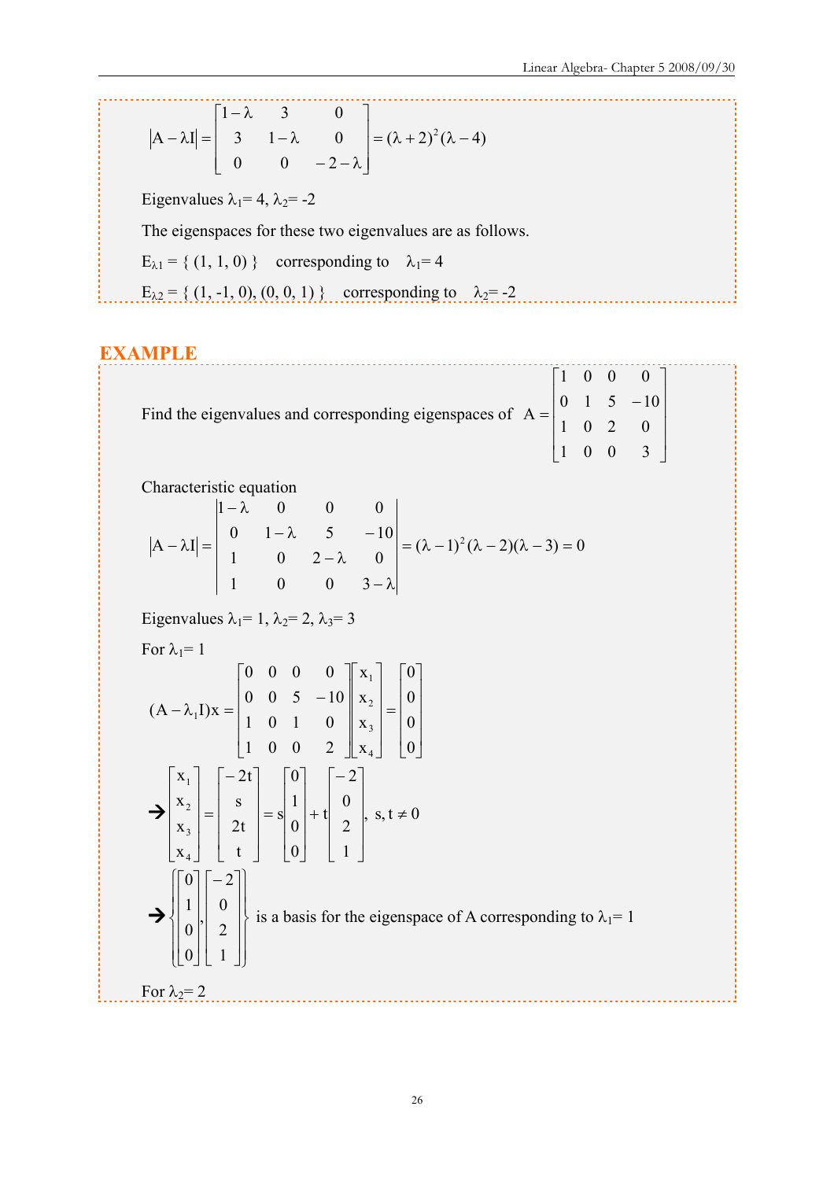$$|A - \lambda I| = \begin{bmatrix} 1-\lambda & 3 & 0 \\ 3 & 1-\lambda & 0 \\ 0 & 0 & -2-\lambda \end{bmatrix} = (\lambda+2)^2(\lambda-4)$$

Eigenvalues $\lambda_1 = 4$, $\lambda_2 = -2$

The eigenspaces for these two eigenvalues are as follows.

$E_{\lambda 1} = \{ (1, 1, 0) \}$ corresponding to $\lambda_1 = 4$

$E_{\lambda 2} = \{ (1, -1, 0), (0, 0, 1) \}$ corresponding to $\lambda_2 = -2$

## EXAMPLE

Find the eigenvalues and corresponding eigenspaces of $A = \begin{bmatrix} 1 & 0 & 0 & 0 \\ 0 & 1 & 5 & -10 \\ 1 & 0 & 2 & 0 \\ 1 & 0 & 0 & 3 \end{bmatrix}$

Characteristic equation

$$|A - \lambda I| = \begin{vmatrix} 1-\lambda & 0 & 0 & 0 \\ 0 & 1-\lambda & 5 & -10 \\ 1 & 0 & 2-\lambda & 0 \\ 1 & 0 & 0 & 3-\lambda \end{vmatrix} = (\lambda-1)^2(\lambda-2)(\lambda-3) = 0$$

Eigenvalues $\lambda_1 = 1$, $\lambda_2 = 2$, $\lambda_3 = 3$

For $\lambda_1 = 1$

$$(A - \lambda_1 I)x = \begin{bmatrix} 0 & 0 & 0 & 0 \\ 0 & 0 & 5 & -10 \\ 1 & 0 & 1 & 0 \\ 1 & 0 & 0 & 2 \end{bmatrix} \begin{bmatrix} x_1 \\ x_2 \\ x_3 \\ x_4 \end{bmatrix} = \begin{bmatrix} 0 \\ 0 \\ 0 \\ 0 \end{bmatrix}$$

$$\rightarrow \begin{bmatrix} x_1 \\ x_2 \\ x_3 \\ x_4 \end{bmatrix} = \begin{bmatrix} -2t \\ s \\ 2t \\ t \end{bmatrix} = s\begin{bmatrix} 0 \\ 1 \\ 0 \\ 0 \end{bmatrix} + t\begin{bmatrix} -2 \\ 0 \\ 2 \\ 1 \end{bmatrix}, \quad s, t \neq 0$$

$$\rightarrow \left\{ \begin{bmatrix} 0 \\ 1 \\ 0 \\ 0 \end{bmatrix}, \begin{bmatrix} -2 \\ 0 \\ 2 \\ 1 \end{bmatrix} \right\}$$ is a basis for the eigenspace of A corresponding to $\lambda_1 = 1$

For $\lambda_2 = 2$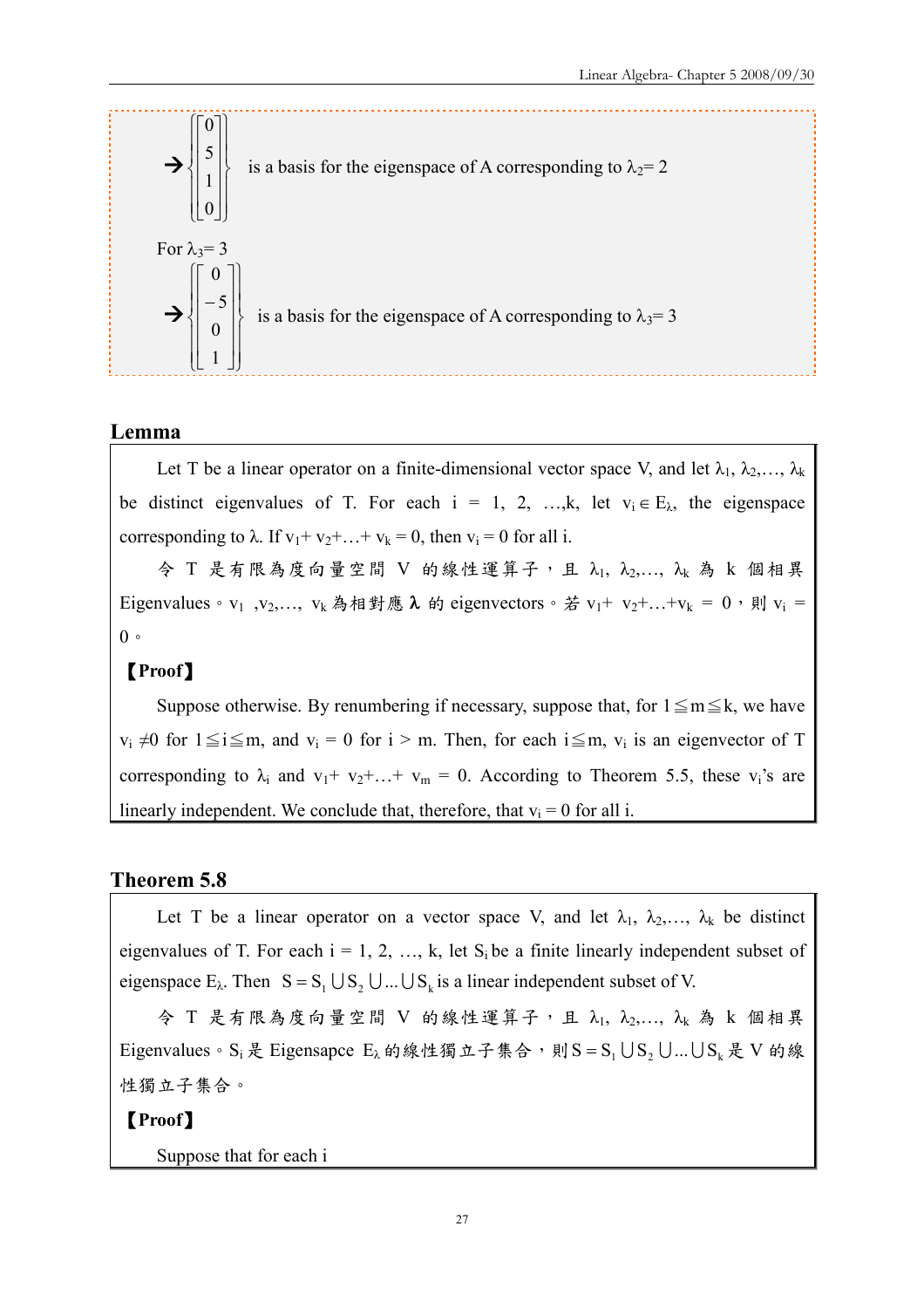$$\rightarrow \left\{ \begin{bmatrix} 0 \\ 5 \\ 1 \\ 0 \end{bmatrix} \right\}$$ is a basis for the eigenspace of A corresponding to $\lambda_2 = 2$

For $\lambda_3 = 3$

$$\rightarrow \left\{ \begin{bmatrix} 0 \\ -5 \\ 0 \\ 1 \end{bmatrix} \right\}$$ is a basis for the eigenspace of A corresponding to $\lambda_3 = 3$

## Lemma

Let T be a linear operator on a finite-dimensional vector space V, and let $\lambda_1, \lambda_2, \ldots, \lambda_k$ be distinct eigenvalues of T. For each i = 1, 2, …,k, let $v_i \in E_\lambda$, the eigenspace corresponding to $\lambda$. If $v_1 + v_2 + \ldots + v_k = 0$, then $v_i = 0$ for all i.

令 T 是有限為度向量空間 V 的線性運算子，且 $\lambda_1, \lambda_2, \ldots, \lambda_k$ 為 k 個相異 Eigenvalues。$v_1, v_2, \ldots, v_k$ 為相對應 **λ** 的 eigenvectors。若 $v_1 + v_2 + \ldots + v_k = 0$，則 $v_i = 0$。

**【Proof】**

Suppose otherwise. By renumbering if necessary, suppose that, for $1 \leqq m \leqq k$, we have $v_i \neq 0$ for $1 \leqq i \leqq m$, and $v_i = 0$ for $i > m$. Then, for each $i \leqq m$, $v_i$ is an eigenvector of T corresponding to $\lambda_i$ and $v_1 + v_2 + \ldots + v_m = 0$. According to Theorem 5.5, these $v_i$'s are linearly independent. We conclude that, therefore, that $v_i = 0$ for all i.

## Theorem 5.8

Let T be a linear operator on a vector space V, and let $\lambda_1, \lambda_2, \ldots, \lambda_k$ be distinct eigenvalues of T. For each i = 1, 2, …, k, let $S_i$ be a finite linearly independent subset of eigenspace $E_\lambda$. Then $S = S_1 \cup S_2 \cup \ldots \cup S_k$ is a linear independent subset of V.

令 T 是有限為度向量空間 V 的線性運算子，且 $\lambda_1, \lambda_2, \ldots, \lambda_k$ 為 k 個相異 Eigenvalues。$S_i$ 是 Eigensapce $E_\lambda$ 的線性獨立子集合，則 $S = S_1 \cup S_2 \cup \ldots \cup S_k$ 是 V 的線性獨立子集合。

**【Proof】**

Suppose that for each i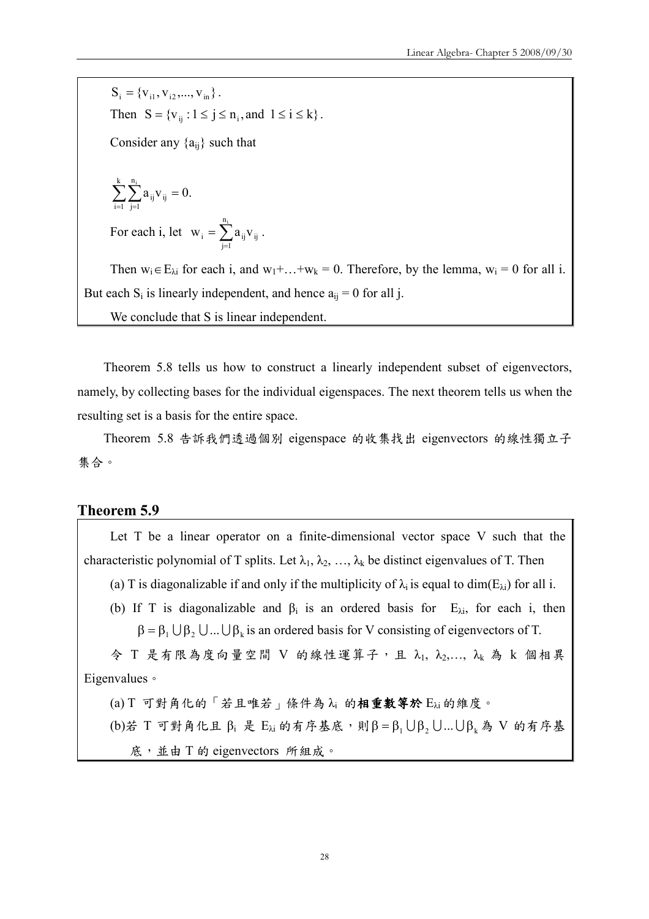$S_i = \{v_{i1}, v_{i2}, ..., v_{in}\}$.

Then $S = \{v_{ij} : 1 \le j \le n_i, \text{and } 1 \le i \le k\}$.

Consider any $\{a_{ij}\}$ such that

$$\sum_{i=1}^{k} \sum_{j=1}^{n_i} a_{ij} v_{ij} = 0.$$

For each i, let $w_i = \sum_{j=1}^{n_i} a_{ij} v_{ij}$.

Then $w_i \in E_{\lambda i}$ for each i, and $w_1 + \ldots + w_k = 0$. Therefore, by the lemma, $w_i = 0$ for all i. But each $S_i$ is linearly independent, and hence $a_{ij} = 0$ for all j.

We conclude that S is linear independent.

Theorem 5.8 tells us how to construct a linearly independent subset of eigenvectors, namely, by collecting bases for the individual eigenspaces. The next theorem tells us when the resulting set is a basis for the entire space.

Theorem 5.8 告訴我們透過個別 eigenspace 的收集找出 eigenvectors 的線性獨立子集合。

## Theorem 5.9

Let T be a linear operator on a finite-dimensional vector space V such that the characteristic polynomial of T splits. Let $\lambda_1, \lambda_2, \ldots, \lambda_k$ be distinct eigenvalues of T. Then

(a) T is diagonalizable if and only if the multiplicity of $\lambda_i$ is equal to $\dim(E_{\lambda i})$ for all i.

(b) If T is diagonalizable and $\beta_i$ is an ordered basis for $E_{\lambda i}$, for each i, then $\beta = \beta_1 \cup \beta_2 \cup \ldots \cup \beta_k$ is an ordered basis for V consisting of eigenvectors of T.

令 T 是有限為度向量空間 V 的線性運算子，且 $\lambda_1, \lambda_2, \ldots, \lambda_k$ 為 k 個相異 Eigenvalues。

(a) T 可對角化的「若且唯若」條件為 $\lambda_i$ 的**相重數等於** $E_{\lambda i}$ 的維度。

(b)若 T 可對角化且 $\beta_i$ 是 $E_{\lambda i}$ 的有序基底，則 $\beta = \beta_1 \cup \beta_2 \cup \ldots \cup \beta_k$ 為 V 的有序基底，並由 T 的 eigenvectors 所組成。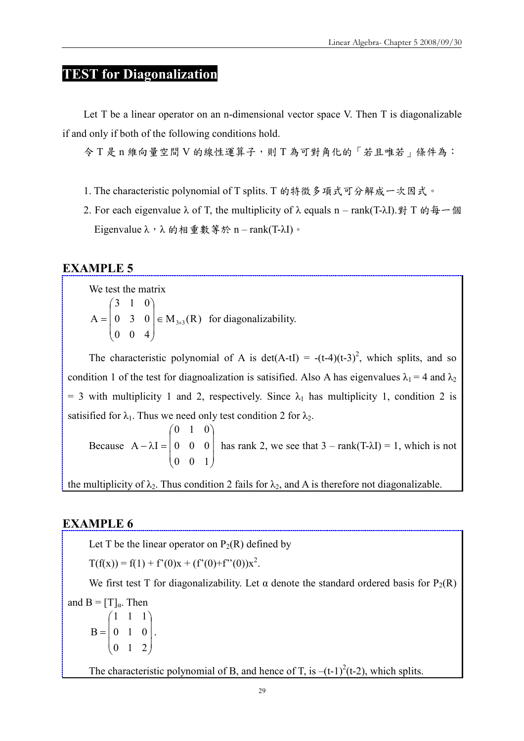# TEST for Diagonalization

Let T be a linear operator on an n-dimensional vector space V. Then T is diagonalizable if and only if both of the following conditions hold.

令 T 是 n 維向量空間 V 的線性運算子，則 T 為可對角化的「若且唯若」條件為：

1. The characteristic polynomial of T splits. T 的特徵多項式可分解成一次因式。
2. For each eigenvalue $\lambda$ of T, the multiplicity of $\lambda$ equals $n - \text{rank}(T-\lambda I)$.對 T 的每一個 Eigenvalue $\lambda$，$\lambda$ 的相重數等於 $n - \text{rank}(T-\lambda I)$。

## EXAMPLE 5

We test the matrix

$$A = \begin{pmatrix} 3 & 1 & 0 \\ 0 & 3 & 0 \\ 0 & 0 & 4 \end{pmatrix} \in M_{3\times 3}(R) \text{ for diagonalizability.}$$

The characteristic polynomial of A is $\det(A-tI) = -(t-4)(t-3)^2$, which splits, and so condition 1 of the test for diagnoalization is satisified. Also A has eigenvalues $\lambda_1 = 4$ and $\lambda_2 = 3$ with multiplicity 1 and 2, respectively. Since $\lambda_1$ has multiplicity 1, condition 2 is satisified for $\lambda_1$. Thus we need only test condition 2 for $\lambda_2$.

Because $A - \lambda I = \begin{pmatrix} 0 & 1 & 0 \\ 0 & 0 & 0 \\ 0 & 0 & 1 \end{pmatrix}$ has rank 2, we see that $3 - \text{rank}(T-\lambda I) = 1$, which is not the multiplicity of $\lambda_2$. Thus condition 2 fails for $\lambda_2$, and A is therefore not diagonalizable.

## EXAMPLE 6

Let T be the linear operator on $P_2(R)$ defined by

$T(f(x)) = f(1) + f'(0)x + (f'(0)+f''(0))x^2$.

We first test T for diagonalizability. Let $\alpha$ denote the standard ordered basis for $P_2(R)$ and $B = [T]_\alpha$. Then

$$B = \begin{pmatrix} 1 & 1 & 1 \\ 0 & 1 & 0 \\ 0 & 1 & 2 \end{pmatrix}.$$

The characteristic polynomial of B, and hence of T, is $-(t-1)^2(t-2)$, which splits.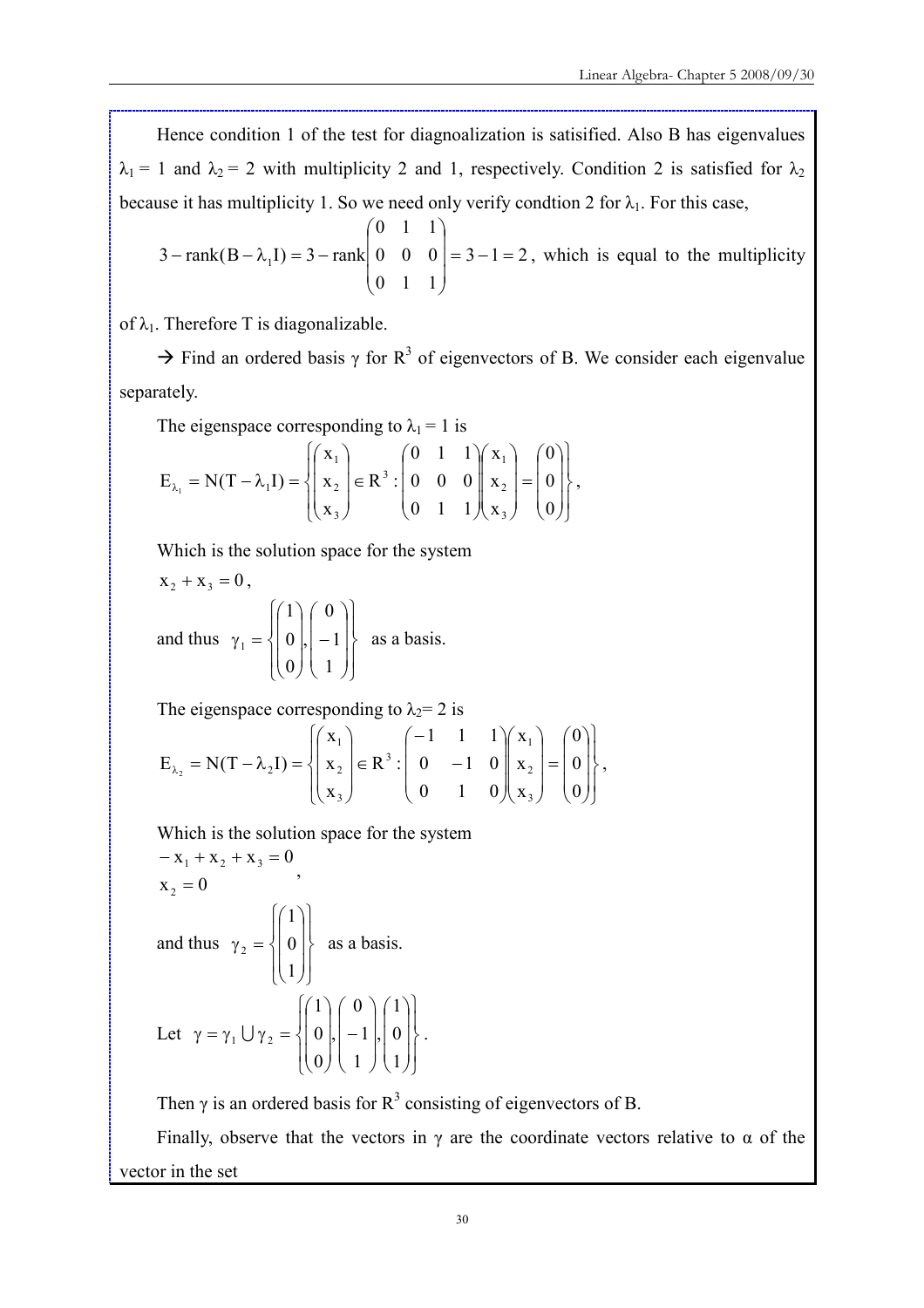Hence condition 1 of the test for diagnoalization is satisified. Also B has eigenvalues $\lambda_1 = 1$ and $\lambda_2 = 2$ with multiplicity 2 and 1, respectively. Condition 2 is satisfied for $\lambda_2$ because it has multiplicity 1. So we need only verify condtion 2 for $\lambda_1$. For this case,

$3 - \text{rank}(B - \lambda_1 I) = 3 - \text{rank}\begin{pmatrix} 0 & 1 & 1 \\ 0 & 0 & 0 \\ 0 & 1 & 1 \end{pmatrix} = 3 - 1 = 2$, which is equal to the multiplicity of $\lambda_1$. Therefore T is diagonalizable.

→ Find an ordered basis $\gamma$ for $R^3$ of eigenvectors of B. We consider each eigenvalue separately.

The eigenspace corresponding to $\lambda_1 = 1$ is

$$E_{\lambda_1} = N(T - \lambda_1 I) = \left\{ \begin{pmatrix} x_1 \\ x_2 \\ x_3 \end{pmatrix} \in R^3 : \begin{pmatrix} 0 & 1 & 1 \\ 0 & 0 & 0 \\ 0 & 1 & 1 \end{pmatrix} \begin{pmatrix} x_1 \\ x_2 \\ x_3 \end{pmatrix} = \begin{pmatrix} 0 \\ 0 \\ 0 \end{pmatrix} \right\},$$

Which is the solution space for the system

$x_2 + x_3 = 0$,

and thus $\gamma_1 = \left\{ \begin{pmatrix} 1 \\ 0 \\ 0 \end{pmatrix}, \begin{pmatrix} 0 \\ -1 \\ 1 \end{pmatrix} \right\}$ as a basis.

The eigenspace corresponding to $\lambda_2 = 2$ is

$$E_{\lambda_2} = N(T - \lambda_2 I) = \left\{ \begin{pmatrix} x_1 \\ x_2 \\ x_3 \end{pmatrix} \in R^3 : \begin{pmatrix} -1 & 1 & 1 \\ 0 & -1 & 0 \\ 0 & 1 & 0 \end{pmatrix} \begin{pmatrix} x_1 \\ x_2 \\ x_3 \end{pmatrix} = \begin{pmatrix} 0 \\ 0 \\ 0 \end{pmatrix} \right\},$$

Which is the solution space for the system

$$\begin{aligned} -x_1 + x_2 + x_3 &= 0 \\ x_2 &= 0 \end{aligned},$$

and thus $\gamma_2 = \left\{ \begin{pmatrix} 1 \\ 0 \\ 1 \end{pmatrix} \right\}$ as a basis.

Let $\gamma = \gamma_1 \cup \gamma_2 = \left\{ \begin{pmatrix} 1 \\ 0 \\ 0 \end{pmatrix}, \begin{pmatrix} 0 \\ -1 \\ 1 \end{pmatrix}, \begin{pmatrix} 1 \\ 0 \\ 1 \end{pmatrix} \right\}$.

Then $\gamma$ is an ordered basis for $R^3$ consisting of eigenvectors of B.

Finally, observe that the vectors in $\gamma$ are the coordinate vectors relative to $\alpha$ of the vector in the set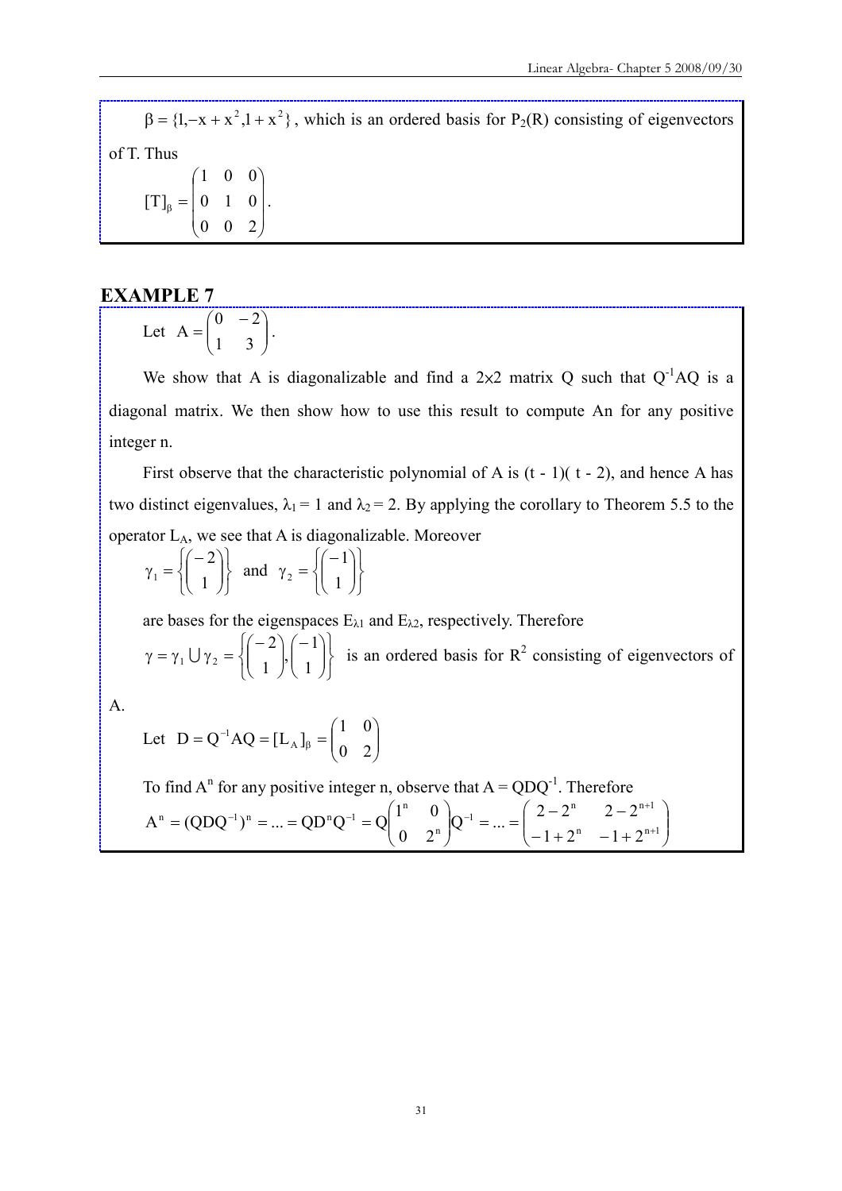$\beta = \{1, -x + x^2, 1 + x^2\}$, which is an ordered basis for $P_2(R)$ consisting of eigenvectors of T. Thus

$$[T]_\beta = \begin{pmatrix} 1 & 0 & 0 \\ 0 & 1 & 0 \\ 0 & 0 & 2 \end{pmatrix}.$$

## EXAMPLE 7

Let $A = \begin{pmatrix} 0 & -2 \\ 1 & 3 \end{pmatrix}$.

We show that A is diagonalizable and find a $2\times 2$ matrix Q such that $Q^{-1}AQ$ is a diagonal matrix. We then show how to use this result to compute An for any positive integer n.

First observe that the characteristic polynomial of A is (t - 1)( t - 2), and hence A has two distinct eigenvalues, $\lambda_1 = 1$ and $\lambda_2 = 2$. By applying the corollary to Theorem 5.5 to the operator $L_A$, we see that A is diagonalizable. Moreover

$$\gamma_1 = \left\{\begin{pmatrix} -2 \\ 1 \end{pmatrix}\right\} \text{ and } \gamma_2 = \left\{\begin{pmatrix} -1 \\ 1 \end{pmatrix}\right\}$$

are bases for the eigenspaces $E_{\lambda 1}$ and $E_{\lambda 2}$, respectively. Therefore

$\gamma = \gamma_1 \cup \gamma_2 = \left\{\begin{pmatrix} -2 \\ 1 \end{pmatrix}, \begin{pmatrix} -1 \\ 1 \end{pmatrix}\right\}$ is an ordered basis for $R^2$ consisting of eigenvectors of A.

Let $D = Q^{-1}AQ = [L_A]_\beta = \begin{pmatrix} 1 & 0 \\ 0 & 2 \end{pmatrix}$

To find $A^n$ for any positive integer n, observe that $A = QDQ^{-1}$. Therefore

$$A^n = (QDQ^{-1})^n = ... = QD^nQ^{-1} = Q\begin{pmatrix} 1^n & 0 \\ 0 & 2^n \end{pmatrix}Q^{-1} = ... = \begin{pmatrix} 2 - 2^n & 2 - 2^{n+1} \\ -1 + 2^n & -1 + 2^{n+1} \end{pmatrix}$$